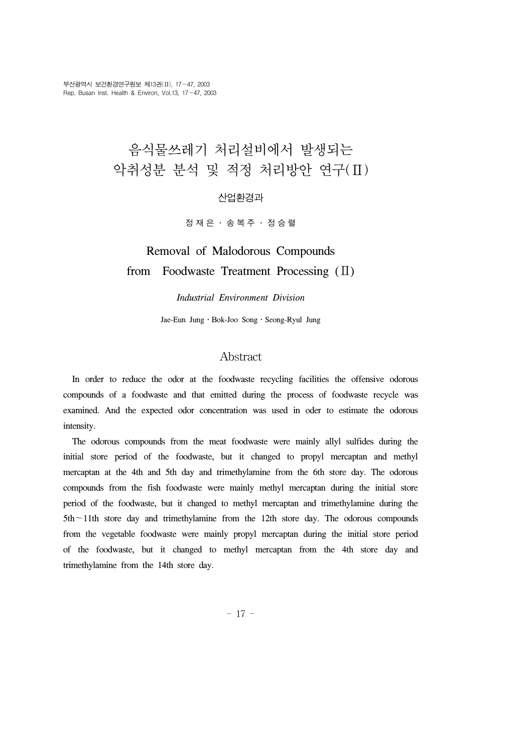# 음식물쓰레기 처리설비에서 발생되는 악취성분 분석 및 적정 처리방안 연구(Ⅱ)

산업환경과

정 재 은 · 송 복 주 · 정 승 렬

# Removal of Malodorous Compounds from Foodwaste Treatment Processing (Ⅱ)

*Industrial Environment Division*

Jae-Eun Jung · Bok-Joo Song · Seong-Ryul Jung

## Abstract

In order to reduce the odor at the foodwaste recycling facilities the offensive odorous compounds of a foodwaste and that emitted during the process of foodwaste recycle was examined. And the expected odor concentration was used in oder to estimate the odorous intensity.

The odorous compounds from the meat foodwaste were mainly allyl sulfides during the initial store period of the foodwaste, but it changed to propyl mercaptan and methyl mercaptan at the 4th and 5th day and trimethylamine from the 6th store day. The odorous compounds from the fish foodwaste were mainly methyl mercaptan during the initial store period of the foodwaste, but it changed to methyl mercaptan and trimethylamine during the 5th～11th store day and trimethylamine from the 12th store day. The odorous compounds from the vegetable foodwaste were mainly propyl mercaptan during the initial store period of the foodwaste, but it changed to methyl mercaptan from the 4th store day and trimethylamine from the 14th store day.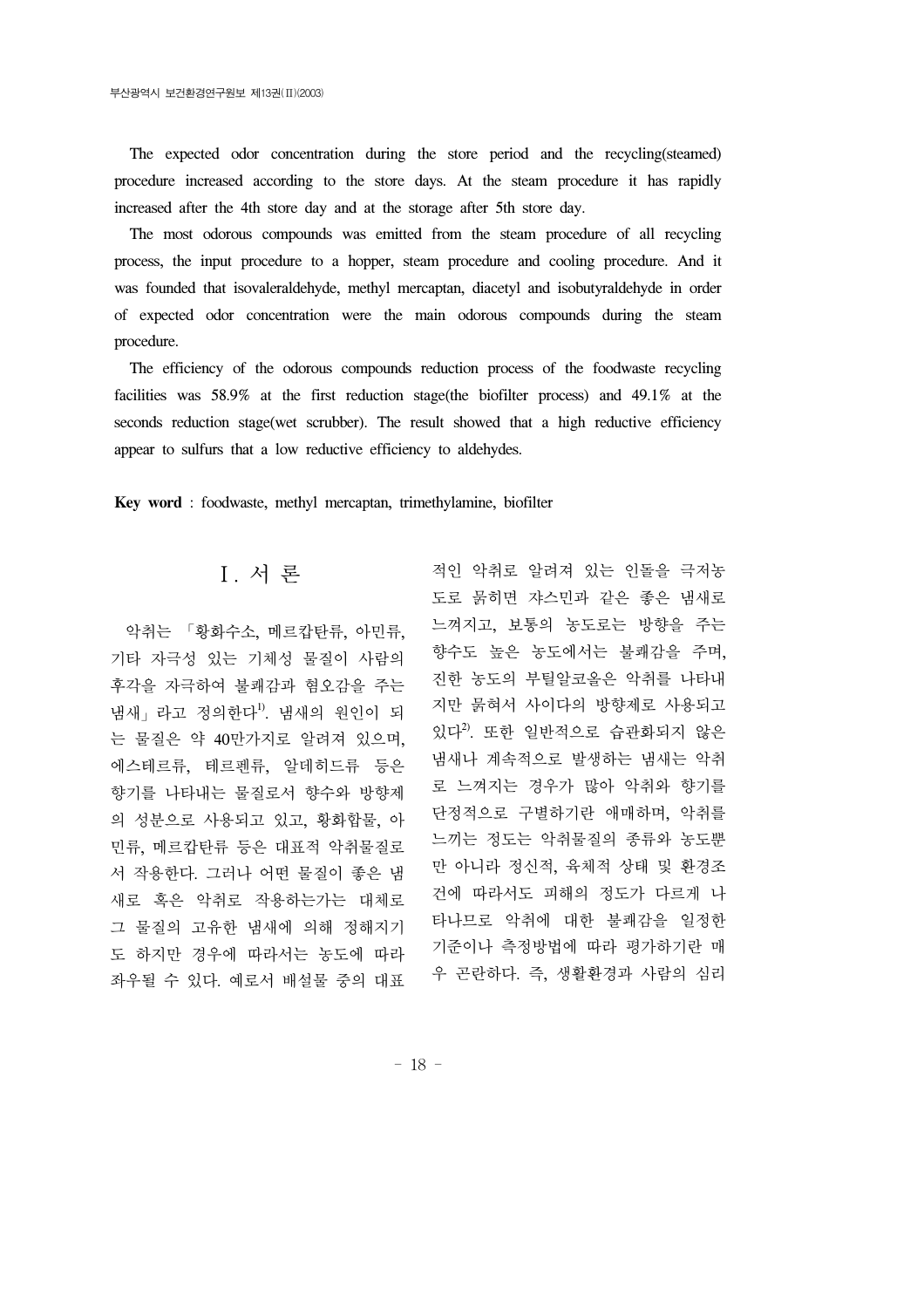The expected odor concentration during the store period and the recycling(steamed) procedure increased according to the store days. At the steam procedure it has rapidly increased after the 4th store day and at the storage after 5th store day.

The most odorous compounds was emitted from the steam procedure of all recycling process, the input procedure to a hopper, steam procedure and cooling procedure. And it was founded that isovaleraldehyde, methyl mercaptan, diacetyl and isobutyraldehyde in order of expected odor concentration were the main odorous compounds during the steam procedure.

The efficiency of the odorous compounds reduction process of the foodwaste recycling facilities was 58.9% at the first reduction stage(the biofilter process) and 49.1% at the seconds reduction stage(wet scrubber). The result showed that a high reductive efficiency appear to sulfurs that a low reductive efficiency to aldehydes.

**Key word** : foodwaste, methyl mercaptan, trimethylamine, biofilter

## Ⅰ. 서 론

악취는 「황화수소, 메르캅탄류, 아민류, 기타 자극성 있는 기체성 물질이 사람의 후각을 자극하여 불쾌감과 혐오감을 주는 냄새」라고 정의한다[1]. 냄새의 원인이 되는 물질은 약 40만가지로 알려져 있으며, 에스테르류, 테르펜류, 알데히드류 등은 향기를 나타내는 물질로서 향수와 방향제의 성분으로 사용되고 있고, 황화합물, 아민류, 메르캅탄류 등은 대표적 악취물질로서 작용한다. 그러나 어떤 물질이 좋은 냄새로 혹은 악취로 작용하는가는 대체로 그 물질의 고유한 냄새에 의해 정해지기도 하지만 경우에 따라서는 농도에 따라 좌우될 수 있다. 예로서 배설물 중의 대표적인 악취로 알려져 있는 인돌을 극저농도로 묽히면 쟈스민과 같은 좋은 냄새로 느껴지고, 보통의 농도로는 방향을 주는 향수도 높은 농도에서는 불쾌감을 주며, 진한 농도의 부틸알코올은 악취를 나타내지만 묽혀서 사이다의 방향제로 사용되고 있다[2]. 또한 일반적으로 습관화되지 않은 냄새나 계속적으로 발생하는 냄새는 악취로 느껴지는 경우가 많아 악취와 향기를 단정적으로 구별하기란 애매하며, 악취를 느끼는 정도는 악취물질의 종류와 농도뿐만 아니라 정신적, 육체적 상태 및 환경조건에 따라서도 피해의 정도가 다르게 나타나므로 악취에 대한 불쾌감을 일정한 기준이나 측정방법에 따라 평가하기란 매우 곤란하다. 즉, 생활환경과 사람의 심리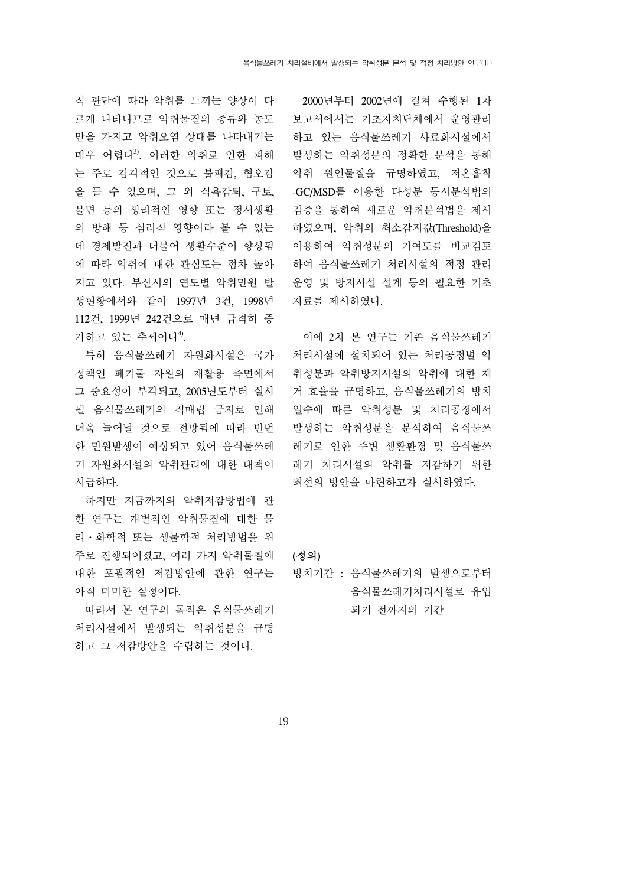적 판단에 따라 악취를 느끼는 양상이 다르게 나타나므로 악취물질의 종류와 농도만을 가지고 악취오염 상태를 나타내기는 매우 어렵다[3]. 이러한 악취로 인한 피해는 주로 감각적인 것으로 불쾌감, 혐오감을 들 수 있으며, 그 외 식욕감퇴, 구토, 불면 등의 생리적인 영향 또는 정서생활의 방해 등 심리적 영향이라 볼 수 있는데 경제발전과 더불어 생활수준이 향상됨에 따라 악취에 대한 관심도는 점차 높아지고 있다. 부산시의 연도별 악취민원 발생현황에서와 같이 1997년 3건, 1998년 112건, 1999년 242건으로 매년 급격히 증가하고 있는 추세이다[4].

특히 음식물쓰레기 자원화시설은 국가정책인 폐기물 자원의 재활용 측면에서 그 중요성이 부각되고, 2005년도부터 실시될 음식물쓰레기의 직매립 금지로 인해 더욱 늘어날 것으로 전망됨에 따라 빈번한 민원발생이 예상되고 있어 음식물쓰레기 자원화시설의 악취관리에 대한 대책이 시급하다.

하지만 지금까지의 악취저감방법에 관한 연구는 개별적인 악취물질에 대한 물리・화학적 또는 생물학적 처리방법을 위주로 진행되어졌고, 여러 가지 악취물질에 대한 포괄적인 저감방안에 관한 연구는 아직 미미한 실정이다.

따라서 본 연구의 목적은 음식물쓰레기 처리시설에서 발생되는 악취성분을 규명하고 그 저감방안을 수립하는 것이다.

2000년부터 2002년에 걸쳐 수행된 1차 보고서에서는 기초자치단체에서 운영관리하고 있는 음식물쓰레기 사료화시설에서 발생하는 악취성분의 정확한 분석을 통해 악취 원인물질을 규명하였고, 저온흡착-GC/MSD를 이용한 다성분 동시분석법의 검증을 통하여 새로운 악취분석법을 제시하였으며, 악취의 최소감지값(Threshold)을 이용하여 악취성분의 기여도를 비교검토하여 음식물쓰레기 처리시설의 적정 관리운영 및 방지시설 설계 등의 필요한 기초자료를 제시하였다.

이에 2차 본 연구는 기존 음식물쓰레기 처리시설에 설치되어 있는 처리공정별 악취성분과 악취방지시설의 악취에 대한 제거 효율을 규명하고, 음식물쓰레기의 방치일수에 따른 악취성분 및 처리공정에서 발생하는 악취성분을 분석하여 음식물쓰레기로 인한 주변 생활환경 및 음식물쓰레기 처리시설의 악취를 저감하기 위한 최선의 방안을 마련하고자 실시하였다.

**(정의)**

방치기간 : 음식물쓰레기의 발생으로부터 음식물쓰레기처리시설로 유입되기 전까지의 기간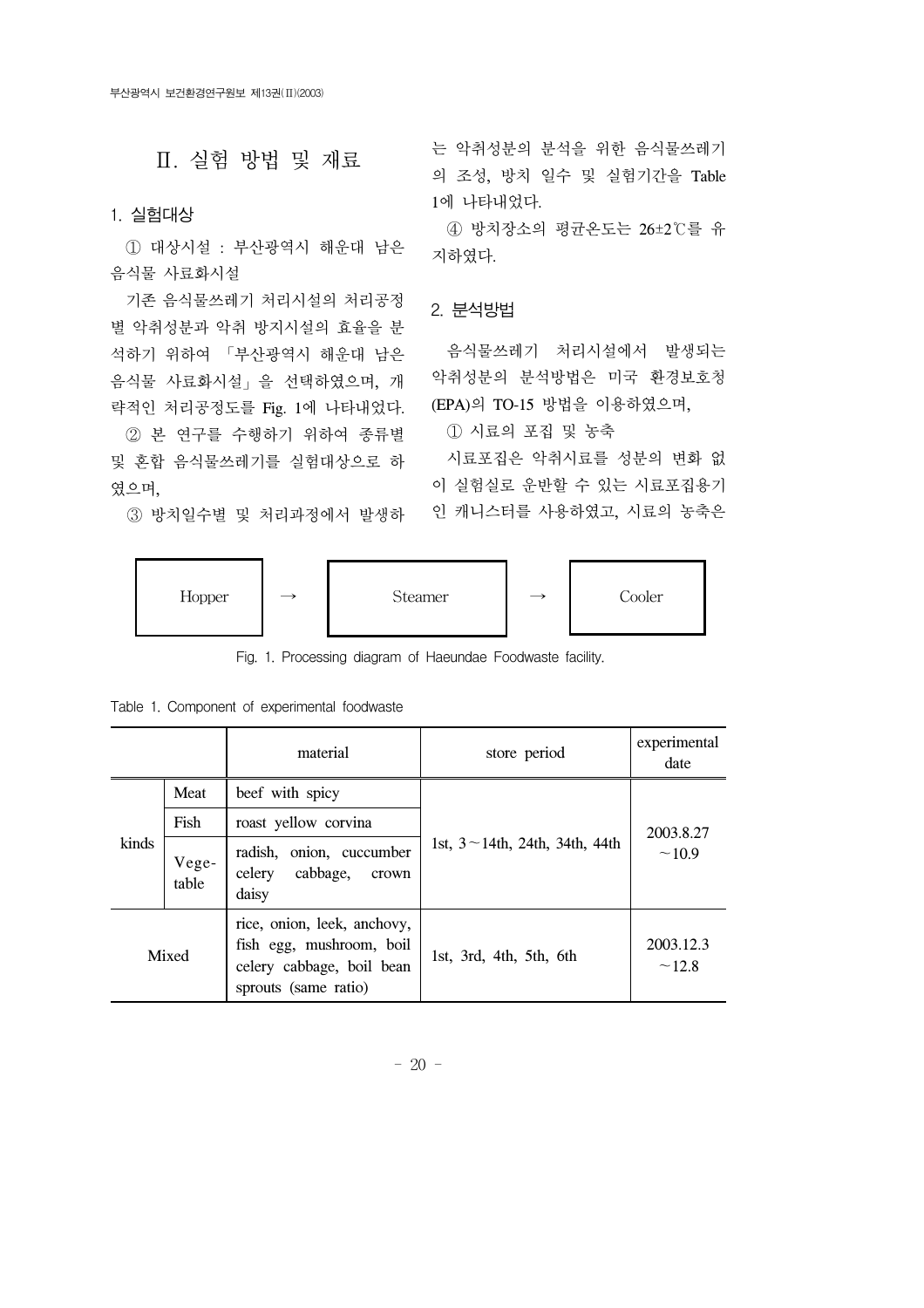## Ⅱ. 실험 방법 및 재료

### 1. 실험대상

① 대상시설 : 부산광역시 해운대 남은 음식물 사료화시설

기존 음식물쓰레기 처리시설의 처리공정별 악취성분과 악취 방지시설의 효율을 분석하기 위하여 「부산광역시 해운대 남은 음식물 사료화시설」을 선택하였으며, 개략적인 처리공정도를 Fig. 1에 나타내었다.

② 본 연구를 수행하기 위하여 종류별 및 혼합 음식물쓰레기를 실험대상으로 하였으며,

③ 방치일수별 및 처리과정에서 발생하는 악취성분의 분석을 위한 음식물쓰레기의 조성, 방치 일수 및 실험기간을 Table 1에 나타내었다.

④ 방치장소의 평균온도는 26±2℃를 유지하였다.

### 2. 분석방법

음식물쓰레기 처리시설에서 발생되는 악취성분의 분석방법은 미국 환경보호청(EPA)의 TO-15 방법을 이용하였으며,

① 시료의 포집 및 농축

시료포집은 악취시료를 성분의 변화 없이 실험실로 운반할 수 있는 시료포집용기인 캐니스터를 사용하였고, 시료의 농축은

Hopper → Steamer → Cooler

Fig. 1. Processing diagram of Haeundae Foodwaste facility.

Table 1. Component of experimental foodwaste

| | | material | store period | experimental date |
|---|---|---|---|---|
| kinds | Meat | beef with spicy | 1st, 3～14th, 24th, 34th, 44th | 2003.8.27 ～10.9 |
| | Fish | roast yellow corvina | | |
| | Vege-table | radish, onion, cuccumber celery cabbage, crown daisy | | |
| Mixed | | rice, onion, leek, anchovy, fish egg, mushroom, boil celery cabbage, boil bean sprouts (same ratio) | 1st, 3rd, 4th, 5th, 6th | 2003.12.3 ～12.8 |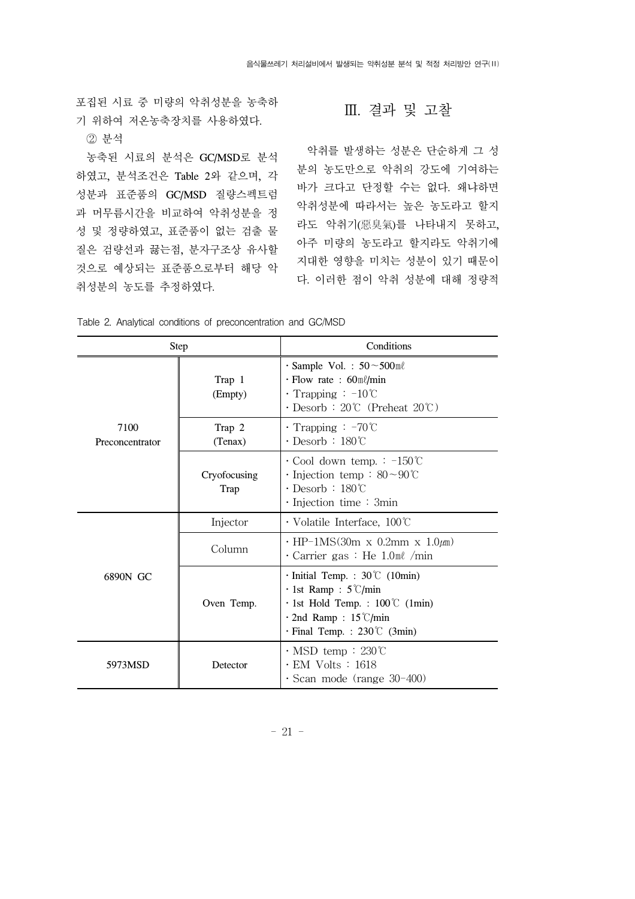포집된 시료 중 미량의 악취성분을 농축하기 위하여 저온농축장치를 사용하였다.

② 분석

농축된 시료의 분석은 GC/MSD로 분석하였고, 분석조건은 Table 2와 같으며, 각 성분과 표준품의 GC/MSD 질량스펙트럼과 머무름시간을 비교하여 악취성분을 정성 및 정량하였고, 표준품이 없는 검출 물질은 검량선과 끓는점, 분자구조상 유사할 것으로 예상되는 표준품으로부터 해당 악취성분의 농도를 추정하였다.

# Ⅲ. 결과 및 고찰

악취를 발생하는 성분은 단순하게 그 성분의 농도만으로 악취의 강도에 기여하는 바가 크다고 단정할 수는 없다. 왜냐하면 악취성분에 따라서는 높은 농도라고 할지라도 악취기(惡臭氣)를 나타내지 못하고, 아주 미량의 농도라고 할지라도 악취기에 지대한 영향을 미치는 성분이 있기 때문이다. 이러한 점이 악취 성분에 대해 정량적

Table 2. Analytical conditions of preconcentration and GC/MSD

| Step | | Conditions |
|---|---|---|
| 7100 Preconcentrator | Trap 1 (Empty) | · Sample Vol. : 50～500㎖<br>· Flow rate : 60㎖/min<br>· Trapping : -10℃<br>· Desorb : 20℃ (Preheat 20℃) |
| | Trap 2 (Tenax) | · Trapping : -70℃<br>· Desorb : 180℃ |
| | Cryofocusing Trap | · Cool down temp. : -150℃<br>· Injection temp : 80～90℃<br>· Desorb : 180℃<br>· Injection time : 3min |
| 6890N GC | Injector | · Volatile Interface, 100℃ |
| | Column | · HP-1MS(30m x 0.2mm x 1.0㎛)<br>· Carrier gas : He 1.0㎖ /min |
| | Oven Temp. | · Initial Temp. : 30℃ (10min)<br>· 1st Ramp : 5℃/min<br>· 1st Hold Temp. : 100℃ (1min)<br>· 2nd Ramp : 15℃/min<br>· Final Temp. : 230℃ (3min) |
| 5973MSD | Detector | · MSD temp : 230℃<br>· EM Volts : 1618<br>· Scan mode (range 30-400) |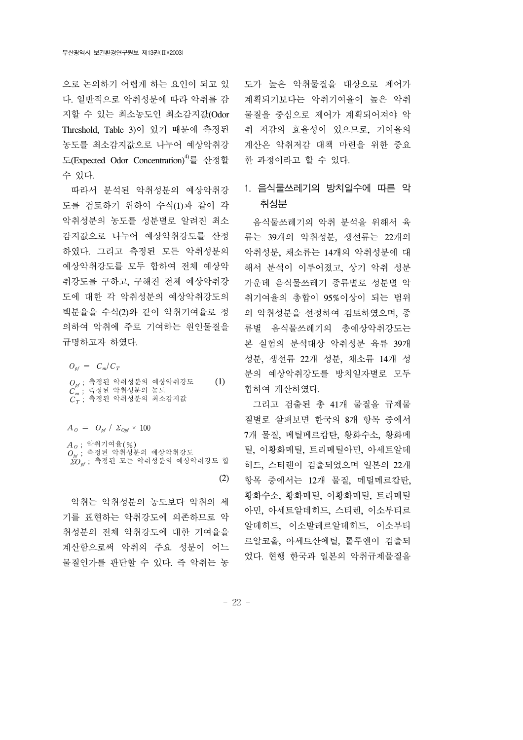으로 논의하기 어렵게 하는 요인이 되고 있다. 일반적으로 악취성분에 따라 악취를 감지할 수 있는 최소농도인 최소감지값(Odor Threshold, Table 3)이 있기 때문에 측정된 농도를 최소감지값으로 나누어 예상악취강도(Expected Odor Concentration)[4]를 산정할 수 있다.

따라서 분석된 악취성분의 예상악취강도를 검토하기 위하여 수식(1)과 같이 각 악취성분의 농도를 성분별로 알려진 최소감지값으로 나누어 예상악취강도를 산정하였다. 그리고 측정된 모든 악취성분의 예상악취강도를 모두 합하여 전체 예상악취강도를 구하고, 구해진 전체 예상악취강도에 대한 각 악취성분의 예상악취강도의 백분율을 수식(2)와 같이 악취기여율로 정의하여 악취에 주로 기여하는 원인물질을 규명하고자 하였다.

$$O_{bf} = C_m / C_T \tag{1}$$

$O_{bf}$ ; 측정된 악취성분의 예상악취강도
$C_m$ ; 측정된 악취성분의 농도
$C_T$ ; 측정된 악취성분의 최소감지값

$$A_O = O_{bf} \,/\, \Sigma_{Obf} \times 100 \tag{2}$$

$A_O$ ; 악취기여율(%)
$O_{bf}$ ; 측정된 악취성분의 예상악취강도
$\Sigma O_{bf}$ ; 측정된 모든 악취성분의 예상악취강도 합

악취는 악취성분의 농도보다 악취의 세기를 표현하는 악취강도에 의존하므로 악취성분의 전체 악취강도에 대한 기여율을 계산함으로써 악취의 주요 성분이 어느 물질인가를 판단할 수 있다. 즉 악취는 농도가 높은 악취물질을 대상으로 제어가 계획되기보다는 악취기여율이 높은 악취물질을 중심으로 제어가 계획되어져야 악취 저감의 효율성이 있으므로, 기여율의 계산은 악취저감 대책 마련을 위한 중요한 과정이라고 할 수 있다.

## 1. 음식물쓰레기의 방치일수에 따른 악취성분

음식물쓰레기의 악취 분석을 위해서 육류는 39개의 악취성분, 생선류는 22개의 악취성분, 채소류는 14개의 악취성분에 대해서 분석이 이루어졌고, 상기 악취 성분 가운데 음식물쓰레기 종류별로 성분별 악취기여율의 총합이 95%이상이 되는 범위의 악취성분을 선정하여 검토하였으며, 종류별 음식물쓰레기의 총예상악취강도는 본 실험의 분석대상 악취성분 육류 39개 성분, 생선류 22개 성분, 채소류 14개 성분의 예상악취강도를 방치일자별로 모두 합하여 계산하였다.

그리고 검출된 총 41개 물질을 규제물질별로 살펴보면 한국의 8개 항목 중에서 7개 물질, 메틸메르캅탄, 황화수소, 황화메틸, 이황화메틸, 트리메틸아민, 아세트알데히드, 스티렌이 검출되었으며 일본의 22개 항목 중에서는 12개 물질, 메틸메르캅탄, 황화수소, 황화메틸, 이황화메틸, 트리메틸아민, 아세트알데히드, 스티렌, 이소부티르알데히드, 이소발레르알데히드, 이소부티르알코올, 아세트산에틸, 톨루엔이 검출되었다. 현행 한국과 일본의 악취규제물질을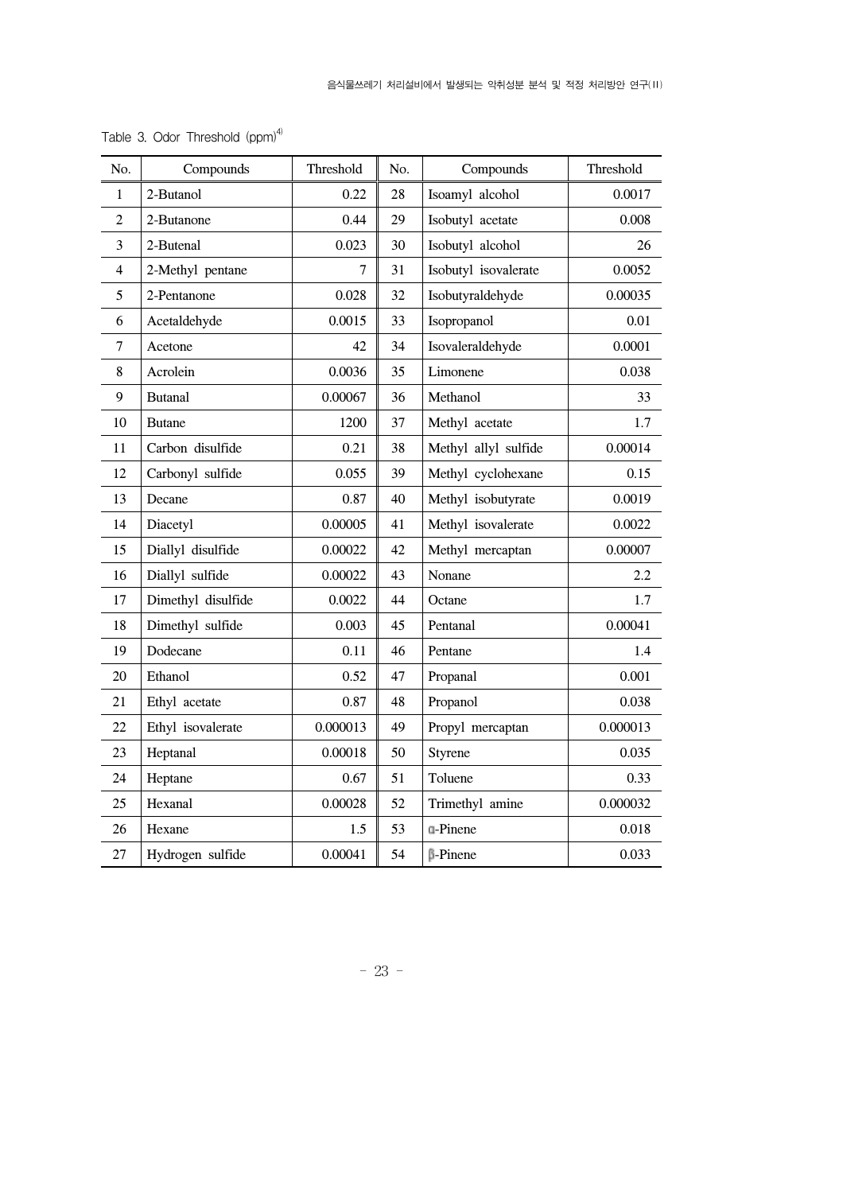Table 3. Odor Threshold (ppm)[4]

| No. | Compounds | Threshold | No. | Compounds | Threshold |
|---|---|---|---|---|---|
| 1 | 2-Butanol | 0.22 | 28 | Isoamyl alcohol | 0.0017 |
| 2 | 2-Butanone | 0.44 | 29 | Isobutyl acetate | 0.008 |
| 3 | 2-Butenal | 0.023 | 30 | Isobutyl alcohol | 26 |
| 4 | 2-Methyl pentane | 7 | 31 | Isobutyl isovalerate | 0.0052 |
| 5 | 2-Pentanone | 0.028 | 32 | Isobutyraldehyde | 0.00035 |
| 6 | Acetaldehyde | 0.0015 | 33 | Isopropanol | 0.01 |
| 7 | Acetone | 42 | 34 | Isovaleraldehyde | 0.0001 |
| 8 | Acrolein | 0.0036 | 35 | Limonene | 0.038 |
| 9 | Butanal | 0.00067 | 36 | Methanol | 33 |
| 10 | Butane | 1200 | 37 | Methyl acetate | 1.7 |
| 11 | Carbon disulfide | 0.21 | 38 | Methyl allyl sulfide | 0.00014 |
| 12 | Carbonyl sulfide | 0.055 | 39 | Methyl cyclohexane | 0.15 |
| 13 | Decane | 0.87 | 40 | Methyl isobutyrate | 0.0019 |
| 14 | Diacetyl | 0.00005 | 41 | Methyl isovalerate | 0.0022 |
| 15 | Diallyl disulfide | 0.00022 | 42 | Methyl mercaptan | 0.00007 |
| 16 | Diallyl sulfide | 0.00022 | 43 | Nonane | 2.2 |
| 17 | Dimethyl disulfide | 0.0022 | 44 | Octane | 1.7 |
| 18 | Dimethyl sulfide | 0.003 | 45 | Pentanal | 0.00041 |
| 19 | Dodecane | 0.11 | 46 | Pentane | 1.4 |
| 20 | Ethanol | 0.52 | 47 | Propanal | 0.001 |
| 21 | Ethyl acetate | 0.87 | 48 | Propanol | 0.038 |
| 22 | Ethyl isovalerate | 0.000013 | 49 | Propyl mercaptan | 0.000013 |
| 23 | Heptanal | 0.00018 | 50 | Styrene | 0.035 |
| 24 | Heptane | 0.67 | 51 | Toluene | 0.33 |
| 25 | Hexanal | 0.00028 | 52 | Trimethyl amine | 0.000032 |
| 26 | Hexane | 1.5 | 53 | α-Pinene | 0.018 |
| 27 | Hydrogen sulfide | 0.00041 | 54 | β-Pinene | 0.033 |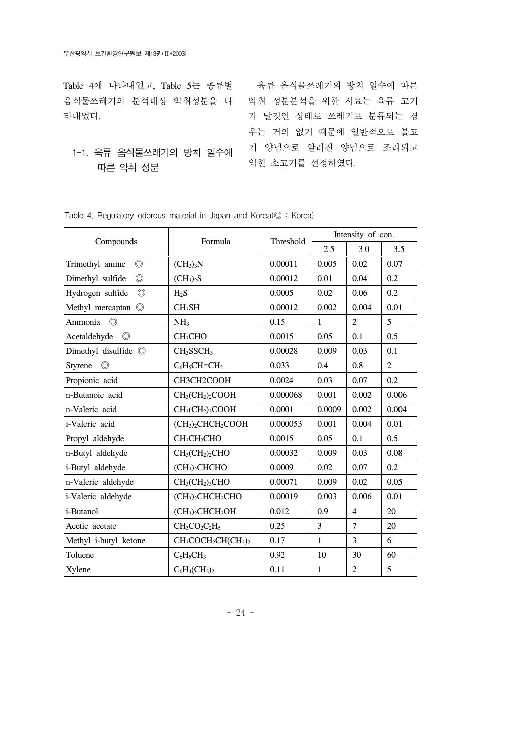Table 4에 나타내었고, Table 5는 종류별 음식물쓰레기의 분석대상 악취성분을 나타내었다.

### 1-1. 육류 음식물쓰레기의 방치 일수에 따른 악취 성분

육류 음식물쓰레기의 방치 일수에 따른 악취 성분분석을 위한 시료는 육류 고기가 날것인 상태로 쓰레기로 분류되는 경우는 거의 없기 때문에 일반적으로 불고기 양념으로 알려진 양념으로 조리되고 익힌 소고기를 선정하였다.

Table 4. Regulatory odorous material in Japan and Korea(◎ : Korea)

| Compounds | Formula | Threshold | Intensity of con. | | |
|---|---|---|---|---|---|
| | | | 2.5 | 3.0 | 3.5 |
| Trimethyl amine ◎ | $(CH_3)_3N$ | 0.00011 | 0.005 | 0.02 | 0.07 |
| Dimethyl sulfide ◎ | $(CH_3)_2S$ | 0.00012 | 0.01 | 0.04 | 0.2 |
| Hydrogen sulfide ◎ | $H_2S$ | 0.0005 | 0.02 | 0.06 | 0.2 |
| Methyl mercaptan ◎ | $CH_3SH$ | 0.00012 | 0.002 | 0.004 | 0.01 |
| Ammonia ◎ | $NH_3$ | 0.15 | 1 | 2 | 5 |
| Acetaldehyde ◎ | $CH_3CHO$ | 0.0015 | 0.05 | 0.1 | 0.5 |
| Dimethyl disulfide ◎ | $CH_3SSCH_3$ | 0.00028 | 0.009 | 0.03 | 0.1 |
| Styrene ◎ | $C_6H_5CH{=}CH_2$ | 0.033 | 0.4 | 0.8 | 2 |
| Propionic acid | CH3CH2COOH | 0.0024 | 0.03 | 0.07 | 0.2 |
| n-Butanoic acid | $CH_3(CH_2)_2COOH$ | 0.000068 | 0.001 | 0.002 | 0.006 |
| n-Valeric acid | $CH_3(CH_2)_3COOH$ | 0.0001 | 0.0009 | 0.002 | 0.004 |
| i-Valeric acid | $(CH_3)_2CHCH_2COOH$ | 0.000053 | 0.001 | 0.004 | 0.01 |
| Propyl aldehyde | $CH_3CH_2CHO$ | 0.0015 | 0.05 | 0.1 | 0.5 |
| n-Butyl aldehyde | $CH_3(CH_2)_2CHO$ | 0.00032 | 0.009 | 0.03 | 0.08 |
| i-Butyl aldehyde | $(CH_3)_2CHCHO$ | 0.0009 | 0.02 | 0.07 | 0.2 |
| n-Valeric aldehyde | $CH_3(CH_2)_3CHO$ | 0.00071 | 0.009 | 0.02 | 0.05 |
| i-Valeric aldehyde | $(CH_3)_2CHCH_2CHO$ | 0.00019 | 0.003 | 0.006 | 0.01 |
| i-Butanol | $(CH_3)_2CHCH_2OH$ | 0.012 | 0.9 | 4 | 20 |
| Acetic acetate | $CH_3CO_2C_2H_5$ | 0.25 | 3 | 7 | 20 |
| Methyl i-butyl ketone | $CH_3COCH_2CH(CH_3)_2$ | 0.17 | 1 | 3 | 6 |
| Toluene | $C_6H_5CH_3$ | 0.92 | 10 | 30 | 60 |
| Xylene | $C_6H_4(CH_3)_2$ | 0.11 | 1 | 2 | 5 |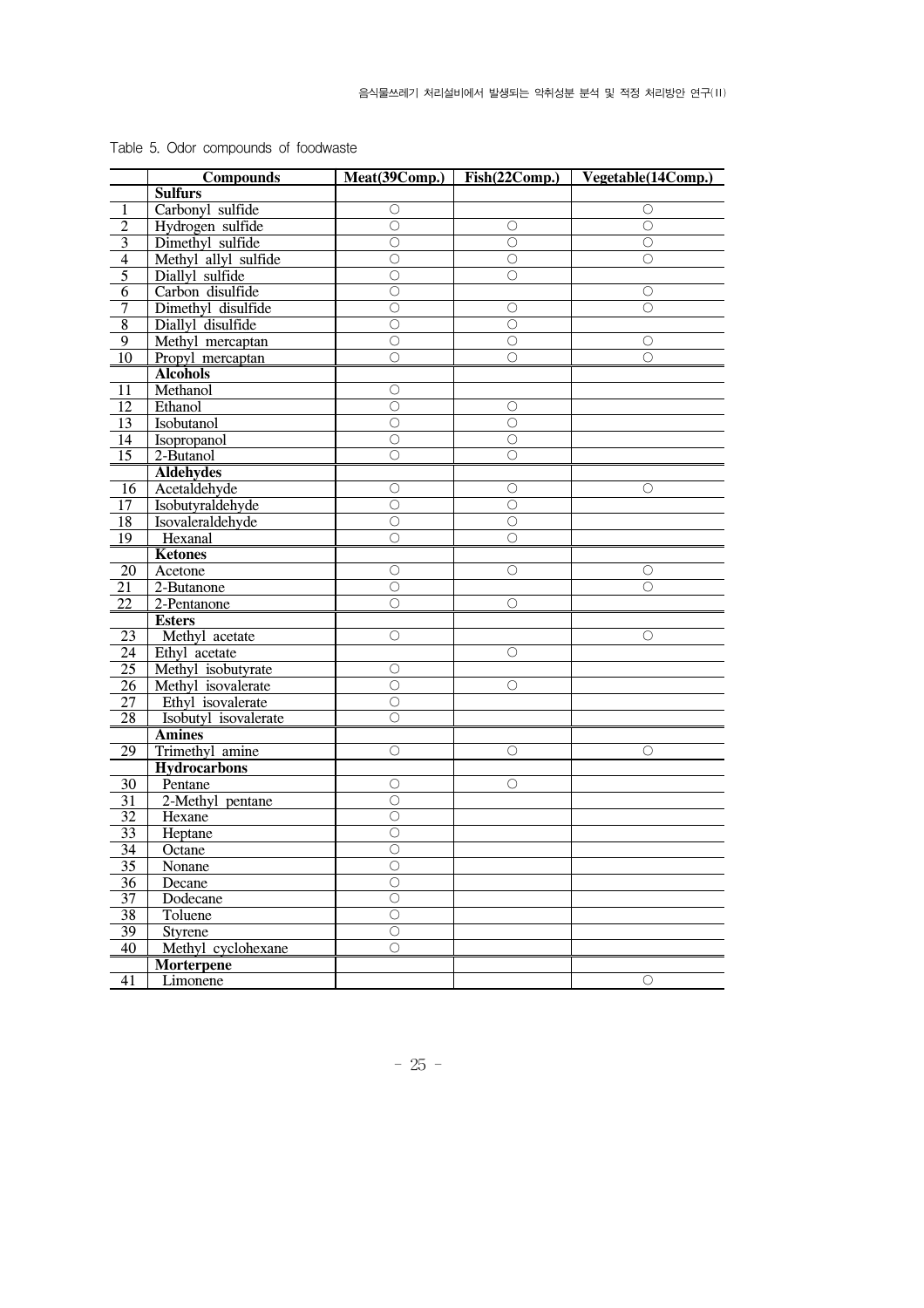Table 5. Odor compounds of foodwaste

| | Compounds | Meat(39Comp.) | Fish(22Comp.) | Vegetable(14Comp.) |
|---|---|---|---|---|
| | **Sulfurs** | | | |
| 1 | Carbonyl sulfide | ○ | | ○ |
| 2 | Hydrogen sulfide | ○ | ○ | ○ |
| 3 | Dimethyl sulfide | ○ | ○ | ○ |
| 4 | Methyl allyl sulfide | ○ | ○ | ○ |
| 5 | Diallyl sulfide | ○ | ○ | |
| 6 | Carbon disulfide | ○ | | ○ |
| 7 | Dimethyl disulfide | ○ | ○ | ○ |
| 8 | Diallyl disulfide | ○ | ○ | |
| 9 | Methyl mercaptan | ○ | ○ | ○ |
| 10 | Propyl mercaptan | ○ | ○ | ○ |
| | **Alcohols** | | | |
| 11 | Methanol | ○ | | |
| 12 | Ethanol | ○ | ○ | |
| 13 | Isobutanol | ○ | ○ | |
| 14 | Isopropanol | ○ | ○ | |
| 15 | 2-Butanol | ○ | ○ | |
| | **Aldehydes** | | | |
| 16 | Acetaldehyde | ○ | ○ | ○ |
| 17 | Isobutyraldehyde | ○ | ○ | |
| 18 | Isovaleraldehyde | ○ | ○ | |
| 19 | Hexanal | ○ | ○ | |
| | **Ketones** | | | |
| 20 | Acetone | ○ | ○ | ○ |
| 21 | 2-Butanone | ○ | | ○ |
| 22 | 2-Pentanone | ○ | ○ | |
| | **Esters** | | | |
| 23 | Methyl acetate | ○ | | ○ |
| 24 | Ethyl acetate | | ○ | |
| 25 | Methyl isobutyrate | ○ | | |
| 26 | Methyl isovalerate | ○ | ○ | |
| 27 | Ethyl isovalerate | ○ | | |
| 28 | Isobutyl isovalerate | ○ | | |
| | **Amines** | | | |
| 29 | Trimethyl amine | ○ | ○ | ○ |
| | **Hydrocarbons** | | | |
| 30 | Pentane | ○ | ○ | |
| 31 | 2-Methyl pentane | ○ | | |
| 32 | Hexane | ○ | | |
| 33 | Heptane | ○ | | |
| 34 | Octane | ○ | | |
| 35 | Nonane | ○ | | |
| 36 | Decane | ○ | | |
| 37 | Dodecane | ○ | | |
| 38 | Toluene | ○ | | |
| 39 | Styrene | ○ | | |
| 40 | Methyl cyclohexane | ○ | | |
| | **Morterpene** | | | |
| 41 | Limonene | | | ○ |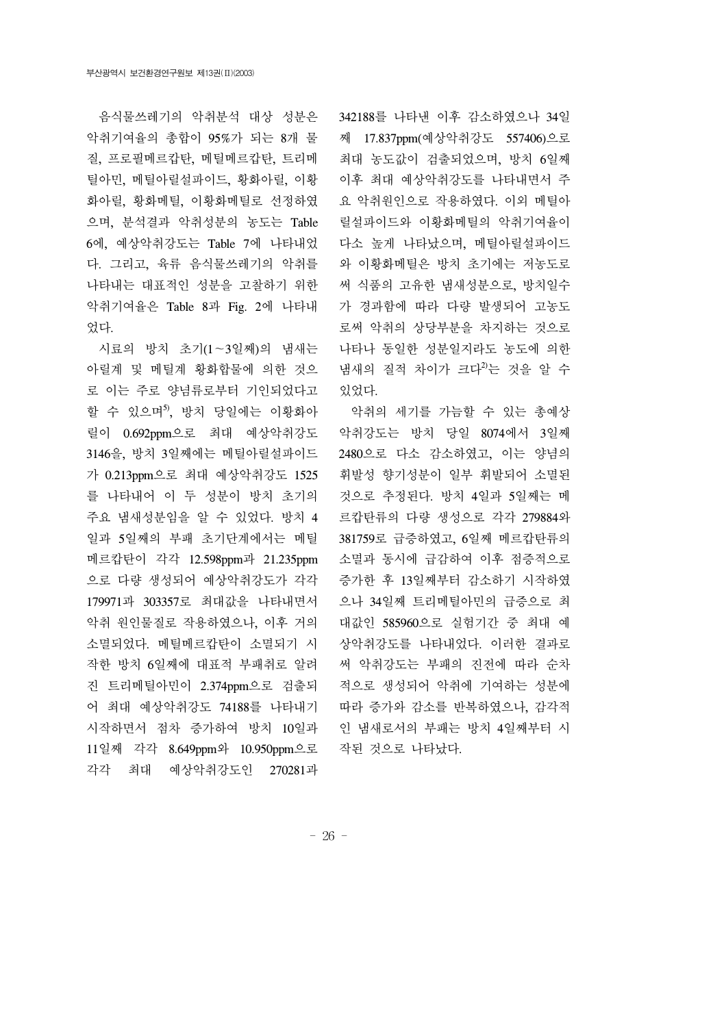음식물쓰레기의 악취분석 대상 성분은 악취기여율의 총합이 95%가 되는 8개 물질, 프로필메르캅탄, 메틸메르캅탄, 트리메틸아민, 메틸아릴설파이드, 황화아릴, 이황화아릴, 황화메틸, 이황화메틸로 선정하였으며, 분석결과 악취성분의 농도는 Table 6에, 예상악취강도는 Table 7에 나타내었다. 그리고, 육류 음식물쓰레기의 악취를 나타내는 대표적인 성분을 고찰하기 위한 악취기여율은 Table 8과 Fig. 2에 나타내었다.

시료의 방치 초기(1~3일째)의 냄새는 아릴계 및 메틸계 황화합물에 의한 것으로 이는 주로 양념류로부터 기인되었다고 할 수 있으며[5], 방치 당일에는 이황화아릴이 0.692ppm으로 최대 예상악취강도 3146을, 방치 3일째에는 메틸아릴설파이드가 0.213ppm으로 최대 예상악취강도 1525를 나타내어 이 두 성분이 방치 초기의 주요 냄새성분임을 알 수 있었다. 방치 4일과 5일째의 부패 초기단계에서는 메틸메르캅탄이 각각 12.598ppm과 21.235ppm으로 다량 생성되어 예상악취강도가 각각 179971과 303357로 최대값을 나타내면서 악취 원인물질로 작용하였으나, 이후 거의 소멸되었다. 메틸메르캅탄이 소멸되기 시작한 방치 6일째에 대표적 부패취로 알려진 트리메틸아민이 2.374ppm으로 검출되어 최대 예상악취강도 74188를 나타내기 시작하면서 점차 증가하여 방치 10일과 11일째 각각 8.649ppm와 10.950ppm으로 각각 최대 예상악취강도인 270281과 342188를 나타낸 이후 감소하였으나 34일째 17.837ppm(예상악취강도 557406)으로 최대 농도값이 검출되었으며, 방치 6일째 이후 최대 예상악취강도를 나타내면서 주요 악취원인으로 작용하였다. 이외 메틸아릴설파이드와 이황화메틸의 악취기여율이 다소 높게 나타났으며, 메틸아릴설파이드와 이황화메틸은 방치 초기에는 저농도로써 식품의 고유한 냄새성분으로, 방치일수가 경과함에 따라 다량 발생되어 고농도로써 악취의 상당부분을 차지하는 것으로 나타나 동일한 성분일지라도 농도에 의한 냄새의 질적 차이가 크다[2]는 것을 알 수 있었다.

악취의 세기를 가늠할 수 있는 총예상악취강도는 방치 당일 8074에서 3일째 2480으로 다소 감소하였고, 이는 양념의 휘발성 향기성분이 일부 휘발되어 소멸된 것으로 추정된다. 방치 4일과 5일째는 메르캅탄류의 다량 생성으로 각각 279884와 381759로 급증하였고, 6일째 메르캅탄류의 소멸과 동시에 급감하여 이후 점증적으로 증가한 후 13일째부터 감소하기 시작하였으나 34일째 트리메틸아민의 급증으로 최대값인 585960으로 실험기간 중 최대 예상악취강도를 나타내었다. 이러한 결과로써 악취강도는 부패의 진전에 따라 순차적으로 생성되어 악취에 기여하는 성분에 따라 증가와 감소를 반복하였으나, 감각적인 냄새로서의 부패는 방치 4일째부터 시작된 것으로 나타났다.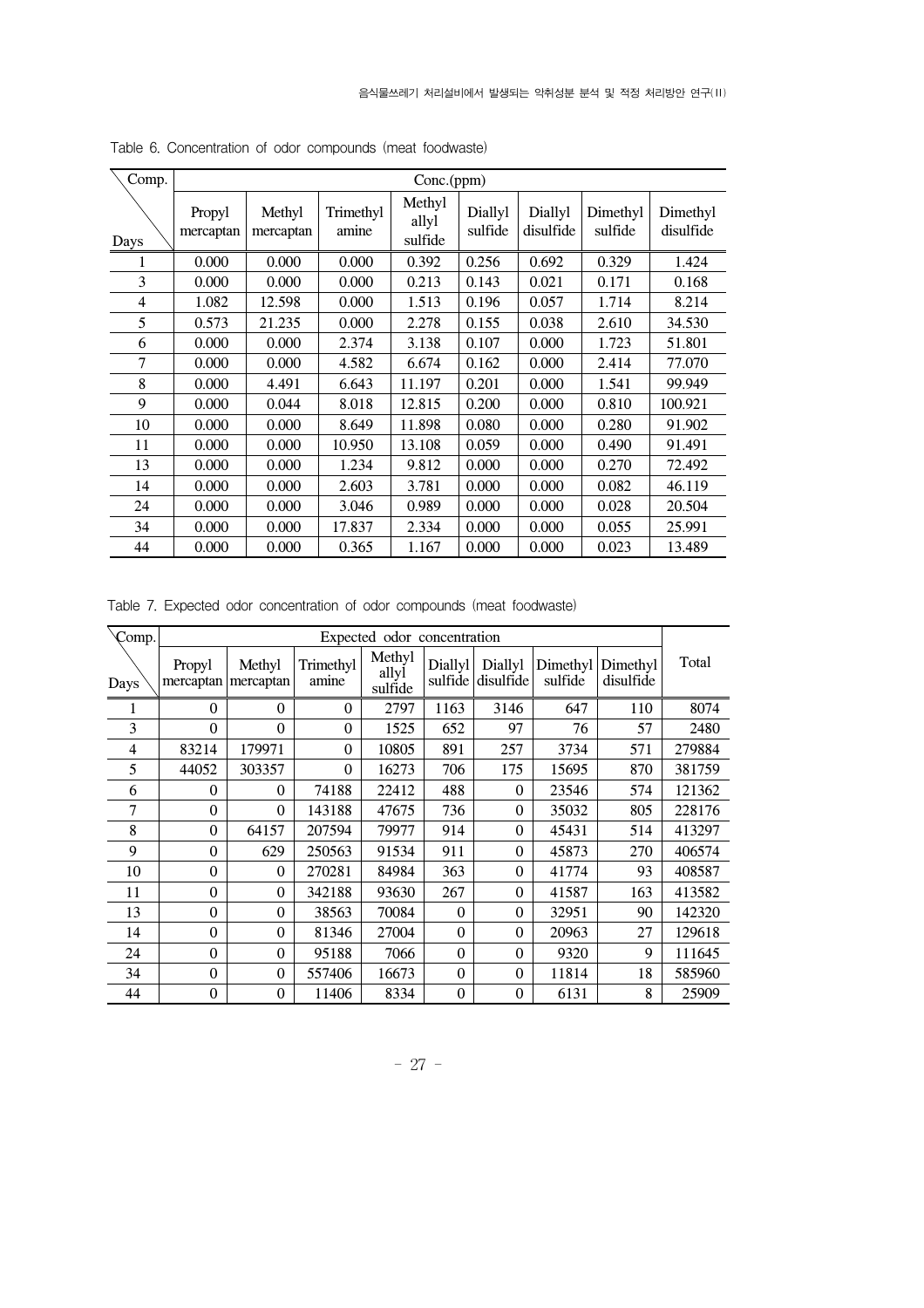Table 6. Concentration of odor compounds (meat foodwaste)

| Comp. / Days | Conc.(ppm) | | | | | | | |
|---|---|---|---|---|---|---|---|---|
| | Propyl mercaptan | Methyl mercaptan | Trimethyl amine | Methyl allyl sulfide | Diallyl sulfide | Diallyl disulfide | Dimethyl sulfide | Dimethyl disulfide |
| 1 | 0.000 | 0.000 | 0.000 | 0.392 | 0.256 | 0.692 | 0.329 | 1.424 |
| 3 | 0.000 | 0.000 | 0.000 | 0.213 | 0.143 | 0.021 | 0.171 | 0.168 |
| 4 | 1.082 | 12.598 | 0.000 | 1.513 | 0.196 | 0.057 | 1.714 | 8.214 |
| 5 | 0.573 | 21.235 | 0.000 | 2.278 | 0.155 | 0.038 | 2.610 | 34.530 |
| 6 | 0.000 | 0.000 | 2.374 | 3.138 | 0.107 | 0.000 | 1.723 | 51.801 |
| 7 | 0.000 | 0.000 | 4.582 | 6.674 | 0.162 | 0.000 | 2.414 | 77.070 |
| 8 | 0.000 | 4.491 | 6.643 | 11.197 | 0.201 | 0.000 | 1.541 | 99.949 |
| 9 | 0.000 | 0.044 | 8.018 | 12.815 | 0.200 | 0.000 | 0.810 | 100.921 |
| 10 | 0.000 | 0.000 | 8.649 | 11.898 | 0.080 | 0.000 | 0.280 | 91.902 |
| 11 | 0.000 | 0.000 | 10.950 | 13.108 | 0.059 | 0.000 | 0.490 | 91.491 |
| 13 | 0.000 | 0.000 | 1.234 | 9.812 | 0.000 | 0.000 | 0.270 | 72.492 |
| 14 | 0.000 | 0.000 | 2.603 | 3.781 | 0.000 | 0.000 | 0.082 | 46.119 |
| 24 | 0.000 | 0.000 | 3.046 | 0.989 | 0.000 | 0.000 | 0.028 | 20.504 |
| 34 | 0.000 | 0.000 | 17.837 | 2.334 | 0.000 | 0.000 | 0.055 | 25.991 |
| 44 | 0.000 | 0.000 | 0.365 | 1.167 | 0.000 | 0.000 | 0.023 | 13.489 |

Table 7. Expected odor concentration of odor compounds (meat foodwaste)

| Comp. / Days | Expected odor concentration | | | | | | | | Total |
|---|---|---|---|---|---|---|---|---|---|
| | Propyl mercaptan | Methyl mercaptan | Trimethyl amine | Methyl allyl sulfide | Diallyl sulfide | Diallyl disulfide | Dimethyl sulfide | Dimethyl disulfide | |
| 1 | 0 | 0 | 0 | 2797 | 1163 | 3146 | 647 | 110 | 8074 |
| 3 | 0 | 0 | 0 | 1525 | 652 | 97 | 76 | 57 | 2480 |
| 4 | 83214 | 179971 | 0 | 10805 | 891 | 257 | 3734 | 571 | 279884 |
| 5 | 44052 | 303357 | 0 | 16273 | 706 | 175 | 15695 | 870 | 381759 |
| 6 | 0 | 0 | 74188 | 22412 | 488 | 0 | 23546 | 574 | 121362 |
| 7 | 0 | 0 | 143188 | 47675 | 736 | 0 | 35032 | 805 | 228176 |
| 8 | 0 | 64157 | 207594 | 79977 | 914 | 0 | 45431 | 514 | 413297 |
| 9 | 0 | 629 | 250563 | 91534 | 911 | 0 | 45873 | 270 | 406574 |
| 10 | 0 | 0 | 270281 | 84984 | 363 | 0 | 41774 | 93 | 408587 |
| 11 | 0 | 0 | 342188 | 93630 | 267 | 0 | 41587 | 163 | 413582 |
| 13 | 0 | 0 | 38563 | 70084 | 0 | 0 | 32951 | 90 | 142320 |
| 14 | 0 | 0 | 81346 | 27004 | 0 | 0 | 20963 | 27 | 129618 |
| 24 | 0 | 0 | 95188 | 7066 | 0 | 0 | 9320 | 9 | 111645 |
| 34 | 0 | 0 | 557406 | 16673 | 0 | 0 | 11814 | 18 | 585960 |
| 44 | 0 | 0 | 11406 | 8334 | 0 | 0 | 6131 | 8 | 25909 |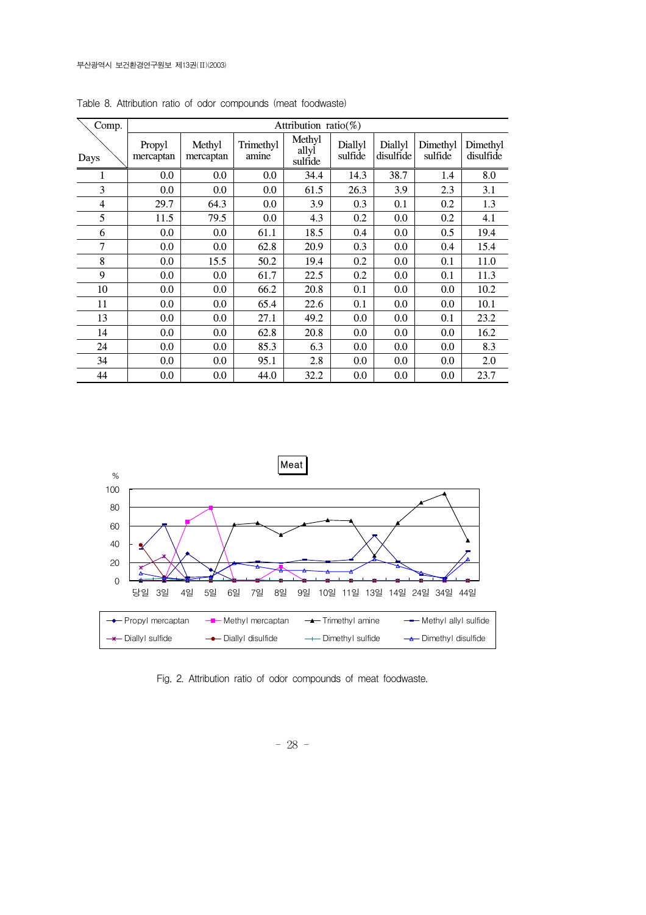Table 8. Attribution ratio of odor compounds (meat foodwaste)

| Days \ Comp. | Propyl mercaptan | Methyl mercaptan | Trimethyl amine | Methyl allyl sulfide | Diallyl sulfide | Diallyl disulfide | Dimethyl sulfide | Dimethyl disulfide |
|---|---|---|---|---|---|---|---|---|
| | Attribution ratio(%) | | | | | | | |
| 1 | 0.0 | 0.0 | 0.0 | 34.4 | 14.3 | 38.7 | 1.4 | 8.0 |
| 3 | 0.0 | 0.0 | 0.0 | 61.5 | 26.3 | 3.9 | 2.3 | 3.1 |
| 4 | 29.7 | 64.3 | 0.0 | 3.9 | 0.3 | 0.1 | 0.2 | 1.3 |
| 5 | 11.5 | 79.5 | 0.0 | 4.3 | 0.2 | 0.0 | 0.2 | 4.1 |
| 6 | 0.0 | 0.0 | 61.1 | 18.5 | 0.4 | 0.0 | 0.5 | 19.4 |
| 7 | 0.0 | 0.0 | 62.8 | 20.9 | 0.3 | 0.0 | 0.4 | 15.4 |
| 8 | 0.0 | 15.5 | 50.2 | 19.4 | 0.2 | 0.0 | 0.1 | 11.0 |
| 9 | 0.0 | 0.0 | 61.7 | 22.5 | 0.2 | 0.0 | 0.1 | 11.3 |
| 10 | 0.0 | 0.0 | 66.2 | 20.8 | 0.1 | 0.0 | 0.0 | 10.2 |
| 11 | 0.0 | 0.0 | 65.4 | 22.6 | 0.1 | 0.0 | 0.0 | 10.1 |
| 13 | 0.0 | 0.0 | 27.1 | 49.2 | 0.0 | 0.0 | 0.1 | 23.2 |
| 14 | 0.0 | 0.0 | 62.8 | 20.8 | 0.0 | 0.0 | 0.0 | 16.2 |
| 24 | 0.0 | 0.0 | 85.3 | 6.3 | 0.0 | 0.0 | 0.0 | 8.3 |
| 34 | 0.0 | 0.0 | 95.1 | 2.8 | 0.0 | 0.0 | 0.0 | 2.0 |
| 44 | 0.0 | 0.0 | 44.0 | 32.2 | 0.0 | 0.0 | 0.0 | 23.7 |

Fig. 2. Attribution ratio of odor compounds of meat foodwaste.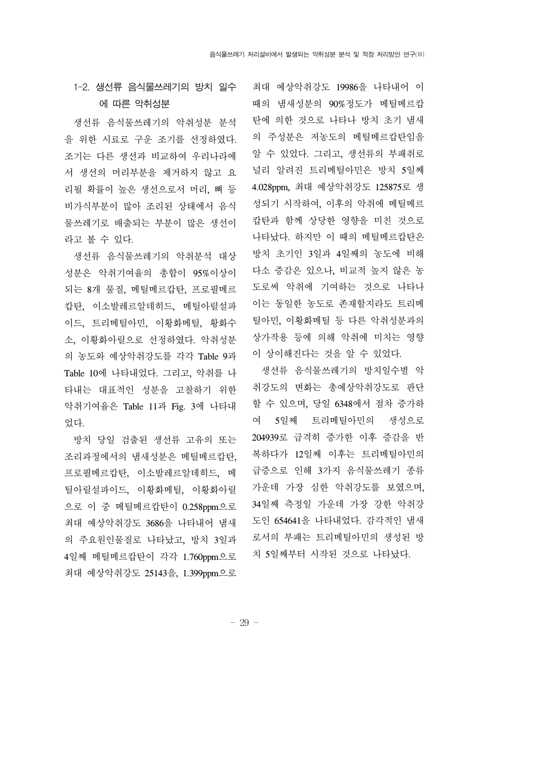### 1-2. 생선류 음식물쓰레기의 방치 일수에 따른 악취성분

생선류 음식물쓰레기의 악취성분 분석을 위한 시료로 구운 조기를 선정하였다. 조기는 다른 생선과 비교하여 우리나라에서 생선의 머리부분을 제거하지 않고 요리될 확률이 높은 생선으로서 머리, 뼈 등 비가식부분이 많아 조리된 상태에서 음식물쓰레기로 배출되는 부분이 많은 생선이라고 볼 수 있다.

생선류 음식물쓰레기의 악취분석 대상성분은 악취기여율의 총합이 95%이상이 되는 8개 물질, 메틸메르캅탄, 프로필메르캅탄, 이소발레르알데히드, 메틸아릴설파이드, 트리메틸아민, 이황화메틸, 황화수소, 이황화아릴으로 선정하였다. 악취성분의 농도와 예상악취강도를 각각 Table 9과 Table 10에 나타내었다. 그리고, 악취를 나타내는 대표적인 성분을 고찰하기 위한 악취기여율은 Table 11과 Fig. 3에 나타내었다.

방치 당일 검출된 생선류 고유의 또는 조리과정에서의 냄새성분은 메틸메르캅탄, 프로필메르캅탄, 이소발레르알데히드, 메틸아릴설파이드, 이황화메틸, 이황화아릴으로 이 중 메틸메르캅탄이 0.258ppm으로 최대 예상악취강도 3686을 나타내어 냄새의 주요원인물질로 나타났고, 방치 3일과 4일째 메틸메르캅탄이 각각 1.760ppm으로 최대 예상악취강도 25143을, 1.399ppm으로 최대 예상악취강도 19986을 나타내어 이 때의 냄새성분의 90%정도가 메틸메르캅탄에 의한 것으로 나타나 방치 초기 냄새의 주성분은 저농도의 메틸메르캅탄임을 알 수 있었다. 그리고, 생선류의 부패취로 널리 알려진 트리메틸아민은 방치 5일째 4.028ppm, 최대 예상악취강도 125875로 생성되기 시작하여, 이후의 악취에 메틸메르캅탄과 함께 상당한 영향을 미친 것으로 나타났다. 하지만 이 때의 메틸메르캅탄은 방치 초기인 3일과 4일째의 농도에 비해 다소 증감은 있으나, 비교적 높지 않은 농도로써 악취에 기여하는 것으로 나타나 이는 동일한 농도로 존재할지라도 트리메틸아민, 이황화메틸 등 다른 악취성분과의 상가작용 등에 의해 악취에 미치는 영향이 상이해진다는 것을 알 수 있었다.

생선류 음식물쓰레기의 방치일수별 악취강도의 변화는 총예상악취강도로 판단할 수 있으며, 당일 6348에서 점차 증가하여 5일째 트리메틸아민의 생성으로 204939로 급격히 증가한 이후 증감을 반복하다가 12일째 이후는 트리메틸아민의 급증으로 인해 3가지 음식물쓰레기 종류 가운데 가장 심한 악취강도를 보였으며, 34일째 측정일 가운데 가장 강한 악취강도인 654641을 나타내었다. 감각적인 냄새로서의 부패는 트리메틸아민의 생성된 방치 5일째부터 시작된 것으로 나타났다.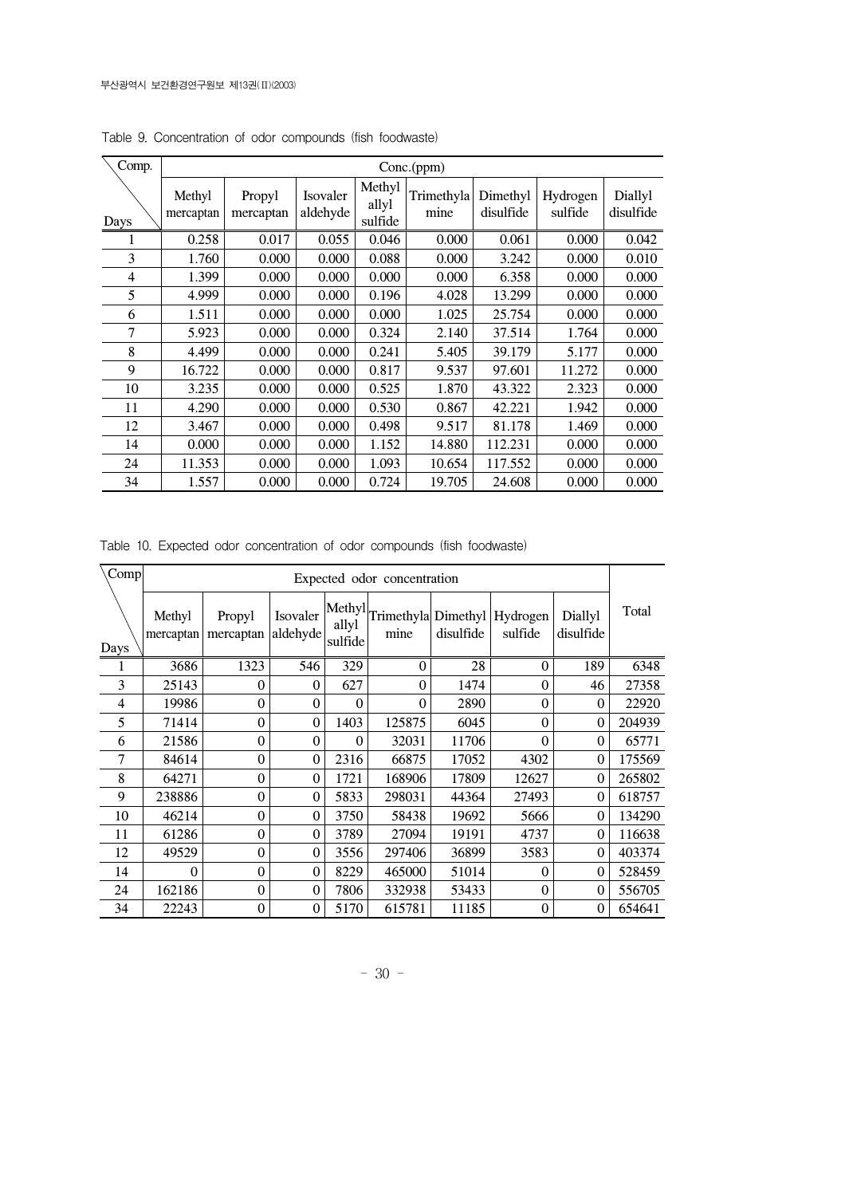Table 9. Concentration of odor compounds (fish foodwaste)

| Comp. / Days | Conc.(ppm) | | | | | | | |
|---|---|---|---|---|---|---|---|---|
| | Methyl mercaptan | Propyl mercaptan | Isovaler aldehyde | Methyl allyl sulfide | Trimethylamine | Dimethyl disulfide | Hydrogen sulfide | Diallyl disulfide |
| 1 | 0.258 | 0.017 | 0.055 | 0.046 | 0.000 | 0.061 | 0.000 | 0.042 |
| 3 | 1.760 | 0.000 | 0.000 | 0.088 | 0.000 | 3.242 | 0.000 | 0.010 |
| 4 | 1.399 | 0.000 | 0.000 | 0.000 | 0.000 | 6.358 | 0.000 | 0.000 |
| 5 | 4.999 | 0.000 | 0.000 | 0.196 | 4.028 | 13.299 | 0.000 | 0.000 |
| 6 | 1.511 | 0.000 | 0.000 | 0.000 | 1.025 | 25.754 | 0.000 | 0.000 |
| 7 | 5.923 | 0.000 | 0.000 | 0.324 | 2.140 | 37.514 | 1.764 | 0.000 |
| 8 | 4.499 | 0.000 | 0.000 | 0.241 | 5.405 | 39.179 | 5.177 | 0.000 |
| 9 | 16.722 | 0.000 | 0.000 | 0.817 | 9.537 | 97.601 | 11.272 | 0.000 |
| 10 | 3.235 | 0.000 | 0.000 | 0.525 | 1.870 | 43.322 | 2.323 | 0.000 |
| 11 | 4.290 | 0.000 | 0.000 | 0.530 | 0.867 | 42.221 | 1.942 | 0.000 |
| 12 | 3.467 | 0.000 | 0.000 | 0.498 | 9.517 | 81.178 | 1.469 | 0.000 |
| 14 | 0.000 | 0.000 | 0.000 | 1.152 | 14.880 | 112.231 | 0.000 | 0.000 |
| 24 | 11.353 | 0.000 | 0.000 | 1.093 | 10.654 | 117.552 | 0.000 | 0.000 |
| 34 | 1.557 | 0.000 | 0.000 | 0.724 | 19.705 | 24.608 | 0.000 | 0.000 |

Table 10. Expected odor concentration of odor compounds (fish foodwaste)

| Comp / Days | Expected odor concentration | | | | | | | | Total |
|---|---|---|---|---|---|---|---|---|---|
| | Methyl mercaptan | Propyl mercaptan | Isovaler aldehyde | Methyl allyl sulfide | Trimethylamine | Dimethyl disulfide | Hydrogen sulfide | Diallyl disulfide | |
| 1 | 3686 | 1323 | 546 | 329 | 0 | 28 | 0 | 189 | 6348 |
| 3 | 25143 | 0 | 0 | 627 | 0 | 1474 | 0 | 46 | 27358 |
| 4 | 19986 | 0 | 0 | 0 | 0 | 2890 | 0 | 0 | 22920 |
| 5 | 71414 | 0 | 0 | 1403 | 125875 | 6045 | 0 | 0 | 204939 |
| 6 | 21586 | 0 | 0 | 0 | 32031 | 11706 | 0 | 0 | 65771 |
| 7 | 84614 | 0 | 0 | 2316 | 66875 | 17052 | 4302 | 0 | 175569 |
| 8 | 64271 | 0 | 0 | 1721 | 168906 | 17809 | 12627 | 0 | 265802 |
| 9 | 238886 | 0 | 0 | 5833 | 298031 | 44364 | 27493 | 0 | 618757 |
| 10 | 46214 | 0 | 0 | 3750 | 58438 | 19692 | 5666 | 0 | 134290 |
| 11 | 61286 | 0 | 0 | 3789 | 27094 | 19191 | 4737 | 0 | 116638 |
| 12 | 49529 | 0 | 0 | 3556 | 297406 | 36899 | 3583 | 0 | 403374 |
| 14 | 0 | 0 | 0 | 8229 | 465000 | 51014 | 0 | 0 | 528459 |
| 24 | 162186 | 0 | 0 | 7806 | 332938 | 53433 | 0 | 0 | 556705 |
| 34 | 22243 | 0 | 0 | 5170 | 615781 | 11185 | 0 | 0 | 654641 |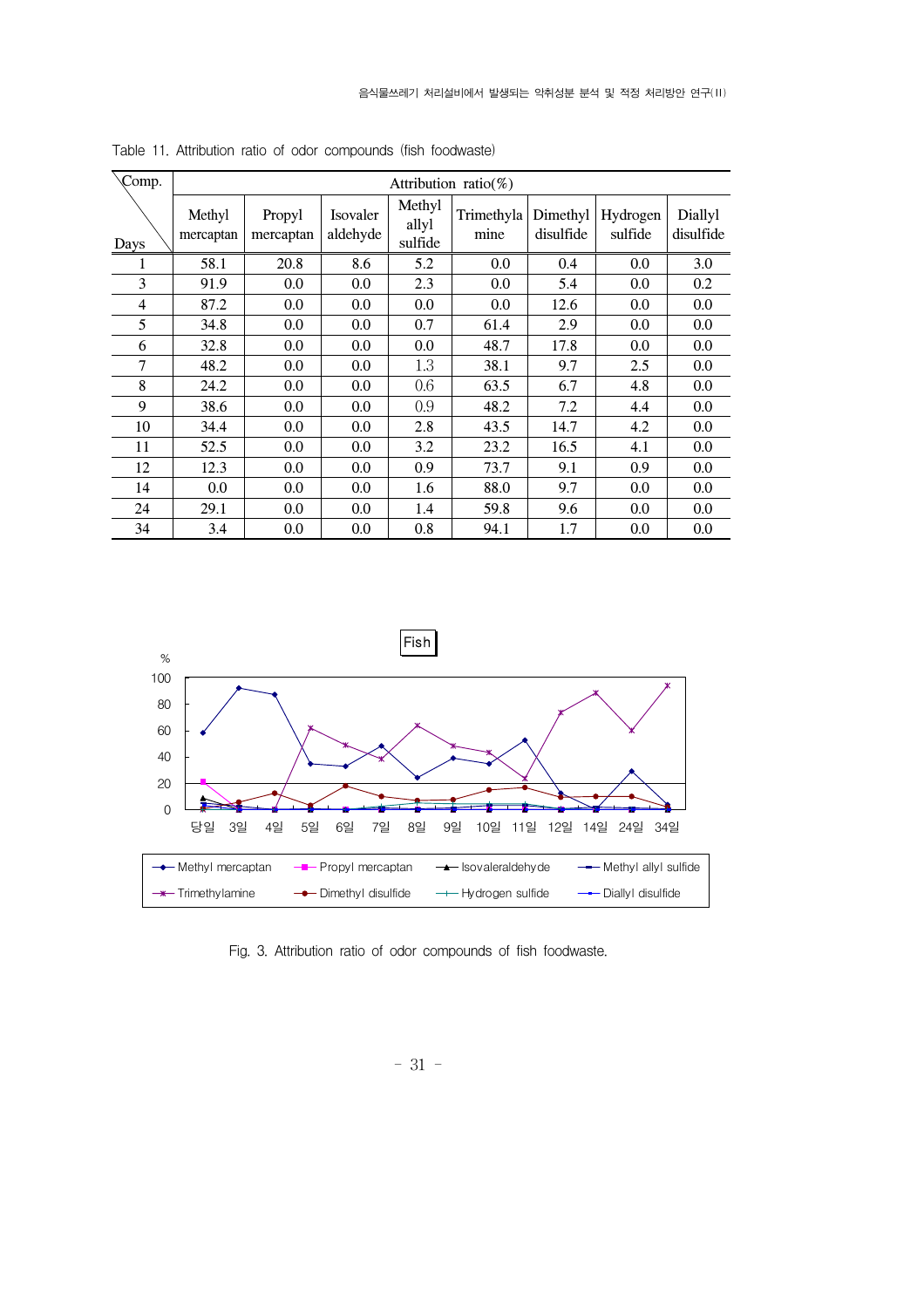Table 11. Attribution ratio of odor compounds (fish foodwaste)

| Comp. / Days | Methyl mercaptan | Propyl mercaptan | Isovaler aldehyde | Methyl allyl sulfide | Trimethylamine | Dimethyl disulfide | Hydrogen sulfide | Diallyl disulfide |
|---|---|---|---|---|---|---|---|---|
| 1 | 58.1 | 20.8 | 8.6 | 5.2 | 0.0 | 0.4 | 0.0 | 3.0 |
| 3 | 91.9 | 0.0 | 0.0 | 2.3 | 0.0 | 5.4 | 0.0 | 0.2 |
| 4 | 87.2 | 0.0 | 0.0 | 0.0 | 0.0 | 12.6 | 0.0 | 0.0 |
| 5 | 34.8 | 0.0 | 0.0 | 0.7 | 61.4 | 2.9 | 0.0 | 0.0 |
| 6 | 32.8 | 0.0 | 0.0 | 0.0 | 48.7 | 17.8 | 0.0 | 0.0 |
| 7 | 48.2 | 0.0 | 0.0 | 1.3 | 38.1 | 9.7 | 2.5 | 0.0 |
| 8 | 24.2 | 0.0 | 0.0 | 0.6 | 63.5 | 6.7 | 4.8 | 0.0 |
| 9 | 38.6 | 0.0 | 0.0 | 0.9 | 48.2 | 7.2 | 4.4 | 0.0 |
| 10 | 34.4 | 0.0 | 0.0 | 2.8 | 43.5 | 14.7 | 4.2 | 0.0 |
| 11 | 52.5 | 0.0 | 0.0 | 3.2 | 23.2 | 16.5 | 4.1 | 0.0 |
| 12 | 12.3 | 0.0 | 0.0 | 0.9 | 73.7 | 9.1 | 0.9 | 0.0 |
| 14 | 0.0 | 0.0 | 0.0 | 1.6 | 88.0 | 9.7 | 0.0 | 0.0 |
| 24 | 29.1 | 0.0 | 0.0 | 1.4 | 59.8 | 9.6 | 0.0 | 0.0 |
| 34 | 3.4 | 0.0 | 0.0 | 0.8 | 94.1 | 1.7 | 0.0 | 0.0 |

Fig. 3. Attribution ratio of odor compounds of fish foodwaste.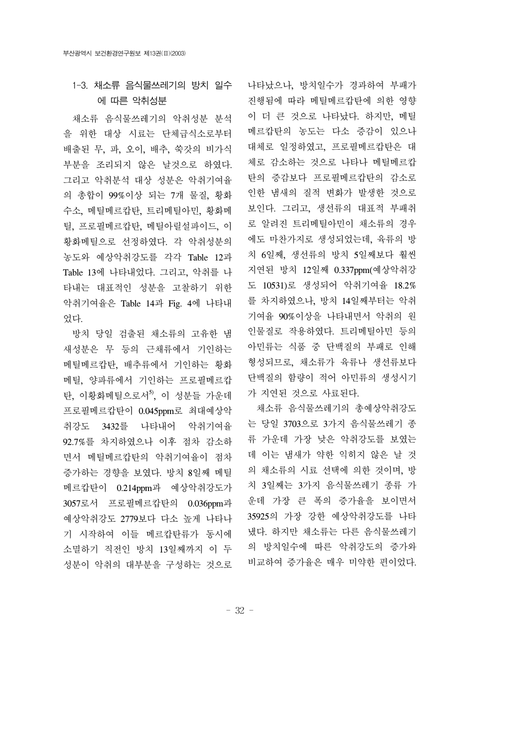### 1-3. 채소류 음식물쓰레기의 방치 일수에 따른 악취성분

채소류 음식물쓰레기의 악취성분 분석을 위한 대상 시료는 단체급식소로부터 배출된 무, 파, 오이, 배추, 쑥갓의 비가식부분을 조리되지 않은 날것으로 하였다. 그리고 악취분석 대상 성분은 악취기여율의 총합이 99%이상 되는 7개 물질, 황화수소, 메틸메르캅탄, 트리메틸아민, 황화메틸, 프로필메르캅탄, 메틸아릴설파이드, 이황화메틸으로 선정하였다. 각 악취성분의 농도와 예상악취강도를 각각 Table 12과 Table 13에 나타내었다. 그리고, 악취를 나타내는 대표적인 성분을 고찰하기 위한 악취기여율은 Table 14과 Fig. 4에 나타내었다.

방치 당일 검출된 채소류의 고유한 냄새성분은 무 등의 근채류에서 기인하는 메틸메르캅탄, 배추류에서 기인하는 황화메틸, 양파류에서 기인하는 프로필메르캅탄, 이황화메틸으로서[5], 이 성분들 가운데 프로필메르캅탄이 0.045ppm로 최대예상악취강도 3432를 나타내어 악취기여율 92.7%를 차지하였으나 이후 점차 감소하면서 메틸메르캅탄의 악취기여율이 점차 증가하는 경향을 보였다. 방치 8일째 메틸메르캅탄이 0.214ppm과 예상악취강도가 3057로서 프로필메르캅탄의 0.036ppm과 예상악취강도 2779보다 다소 높게 나타나기 시작하여 이들 메르캅탄류가 동시에 소멸하기 직전인 방치 13일째까지 이 두 성분이 악취의 대부분을 구성하는 것으로 나타났으나, 방치일수가 경과하여 부패가 진행됨에 따라 메틸메르캅탄에 의한 영향이 더 큰 것으로 나타났다. 하지만, 메틸메르캅탄의 농도는 다소 증감이 있으나 대체로 일정하였고, 프로필메르캅탄은 대체로 감소하는 것으로 나타나 메틸메르캅탄의 증감보다 프로필메르캅탄의 감소로 인한 냄새의 질적 변화가 발생한 것으로 보인다. 그리고, 생선류의 대표적 부패취로 알려진 트리메틸아민이 채소류의 경우에도 마찬가지로 생성되었는데, 육류의 방치 6일째, 생선류의 방치 5일째보다 훨씬 지연된 방치 12일째 0.337ppm(예상악취강도 10531)로 생성되어 악취기여율 18.2%를 차지하였으나, 방치 14일째부터는 악취기여율 90%이상을 나타내면서 악취의 원인물질로 작용하였다. 트리메틸아민 등의 아민류는 식품 중 단백질의 부패로 인해 형성되므로, 채소류가 육류나 생선류보다 단백질의 함량이 적어 아민류의 생성시기가 지연된 것으로 사료된다.

채소류 음식물쓰레기의 총예상악취강도는 당일 3703으로 3가지 음식물쓰레기 종류 가운데 가장 낮은 악취강도를 보였는데 이는 냄새가 약한 익히지 않은 날 것의 채소류의 시료 선택에 의한 것이며, 방치 3일째는 3가지 음식물쓰레기 종류 가운데 가장 큰 폭의 증가율을 보이면서 35925의 가장 강한 예상악취강도를 나타냈다. 하지만 채소류는 다른 음식물쓰레기의 방치일수에 따른 악취강도의 증가와 비교하여 증가율은 매우 미약한 편이었다.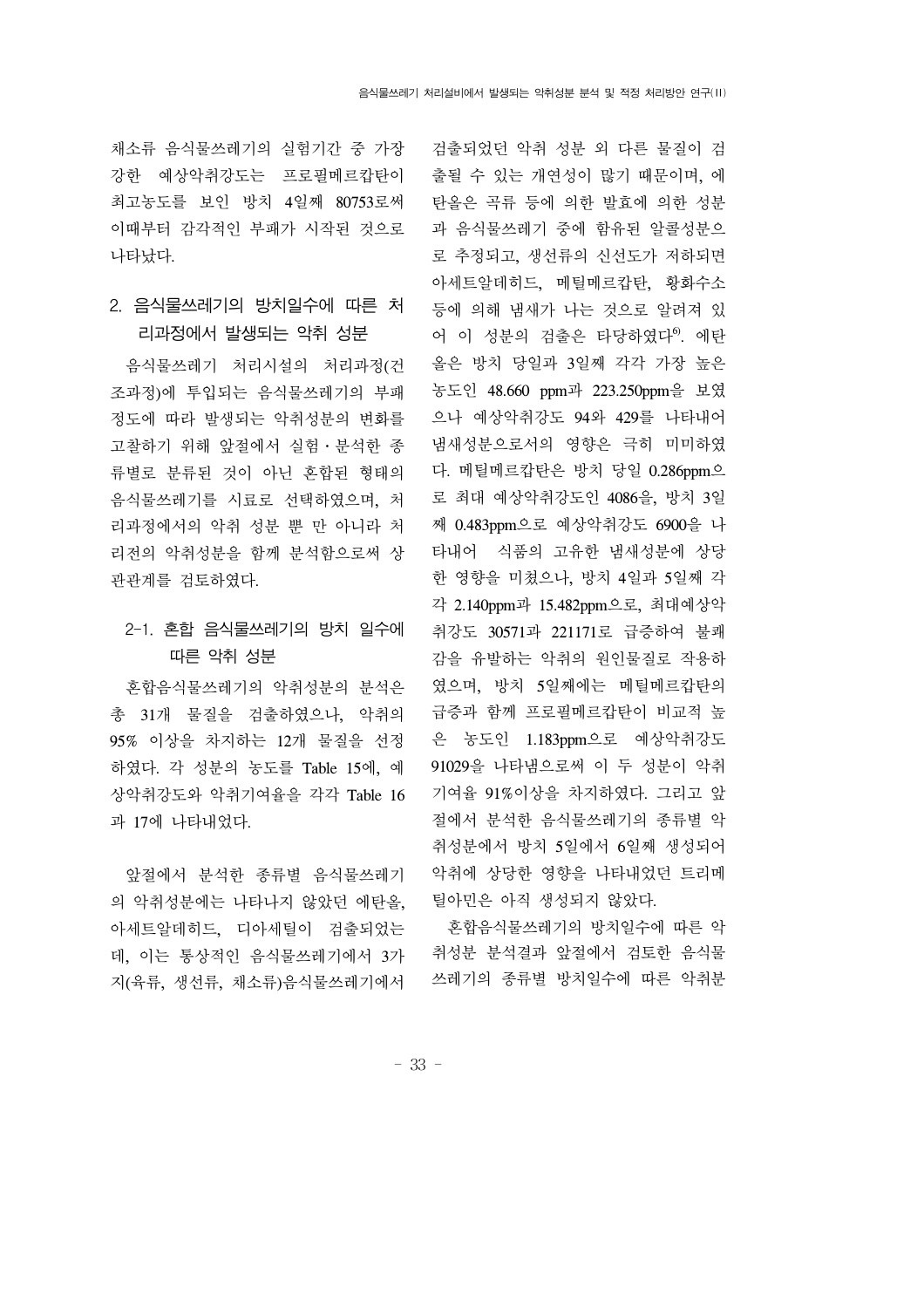채소류 음식물쓰레기의 실험기간 중 가장 강한 예상악취강도는 프로필메르캅탄이 최고농도를 보인 방치 4일째 80753로써 이때부터 감각적인 부패가 시작된 것으로 나타났다.

## 2. 음식물쓰레기의 방치일수에 따른 처리과정에서 발생되는 악취 성분

음식물쓰레기 처리시설의 처리과정(건조과정)에 투입되는 음식물쓰레기의 부패정도에 따라 발생되는 악취성분의 변화를 고찰하기 위해 앞절에서 실험·분석한 종류별로 분류된 것이 아닌 혼합된 형태의 음식물쓰레기를 시료로 선택하였으며, 처리과정에서의 악취 성분 뿐 만 아니라 처리전의 악취성분을 함께 분석함으로써 상관관계를 검토하였다.

### 2-1. 혼합 음식물쓰레기의 방치 일수에 따른 악취 성분

혼합음식물쓰레기의 악취성분의 분석은 총 31개 물질을 검출하였으나, 악취의 95% 이상을 차지하는 12개 물질을 선정하였다. 각 성분의 농도를 Table 15에, 예상악취강도와 악취기여율을 각각 Table 16과 17에 나타내었다.

앞절에서 분석한 종류별 음식물쓰레기의 악취성분에는 나타나지 않았던 에탄올, 아세트알데히드, 디아세틸이 검출되었는데, 이는 통상적인 음식물쓰레기에서 3가지(육류, 생선류, 채소류)음식물쓰레기에서 검출되었던 악취 성분 외 다른 물질이 검출될 수 있는 개연성이 많기 때문이며, 에탄올은 곡류 등에 의한 발효에 의한 성분과 음식물쓰레기 중에 함유된 알콜성분으로 추정되고, 생선류의 신선도가 저하되면 아세트알데히드, 메틸메르캅탄, 황화수소 등에 의해 냄새가 나는 것으로 알려져 있어 이 성분의 검출은 타당하였다[6]. 에탄올은 방치 당일과 3일째 각각 가장 높은 농도인 48.660 ppm과 223.250ppm을 보였으나 예상악취강도 94와 429를 나타내어 냄새성분으로서의 영향은 극히 미미하였다. 메틸메르캅탄은 방치 당일 0.286ppm으로 최대 예상악취강도인 4086을, 방치 3일째 0.483ppm으로 예상악취강도 6900을 나타내어 식품의 고유한 냄새성분에 상당한 영향을 미쳤으나, 방치 4일과 5일째 각각 2.140ppm과 15.482ppm으로, 최대예상악취강도 30571과 221171로 급증하여 불쾌감을 유발하는 악취의 원인물질로 작용하였으며, 방치 5일째에는 메틸메르캅탄의 급증과 함께 프로필메르캅탄이 비교적 높은 농도인 1.183ppm으로 예상악취강도 91029을 나타냄으로써 이 두 성분이 악취기여율 91%이상을 차지하였다. 그리고 앞절에서 분석한 음식물쓰레기의 종류별 악취성분에서 방치 5일에서 6일째 생성되어 악취에 상당한 영향을 나타내었던 트리메틸아민은 아직 생성되지 않았다.

혼합음식물쓰레기의 방치일수에 따른 악취성분 분석결과 앞절에서 검토한 음식물쓰레기의 종류별 방치일수에 따른 악취분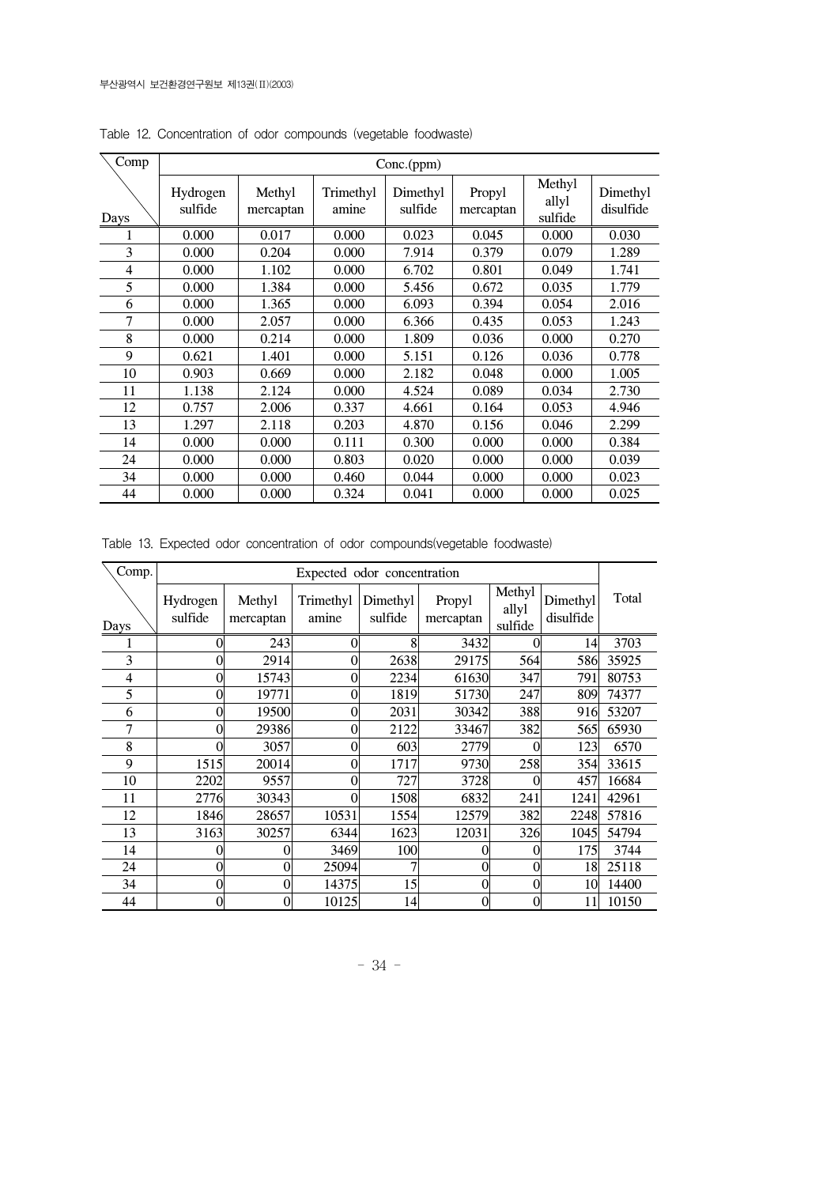Table 12. Concentration of odor compounds (vegetable foodwaste)

| Comp / Days | Conc.(ppm) | | | | | | |
|---|---|---|---|---|---|---|---|
| | Hydrogen sulfide | Methyl mercaptan | Trimethyl amine | Dimethyl sulfide | Propyl mercaptan | Methyl allyl sulfide | Dimethyl disulfide |
| 1 | 0.000 | 0.017 | 0.000 | 0.023 | 0.045 | 0.000 | 0.030 |
| 3 | 0.000 | 0.204 | 0.000 | 7.914 | 0.379 | 0.079 | 1.289 |
| 4 | 0.000 | 1.102 | 0.000 | 6.702 | 0.801 | 0.049 | 1.741 |
| 5 | 0.000 | 1.384 | 0.000 | 5.456 | 0.672 | 0.035 | 1.779 |
| 6 | 0.000 | 1.365 | 0.000 | 6.093 | 0.394 | 0.054 | 2.016 |
| 7 | 0.000 | 2.057 | 0.000 | 6.366 | 0.435 | 0.053 | 1.243 |
| 8 | 0.000 | 0.214 | 0.000 | 1.809 | 0.036 | 0.000 | 0.270 |
| 9 | 0.621 | 1.401 | 0.000 | 5.151 | 0.126 | 0.036 | 0.778 |
| 10 | 0.903 | 0.669 | 0.000 | 2.182 | 0.048 | 0.000 | 1.005 |
| 11 | 1.138 | 2.124 | 0.000 | 4.524 | 0.089 | 0.034 | 2.730 |
| 12 | 0.757 | 2.006 | 0.337 | 4.661 | 0.164 | 0.053 | 4.946 |
| 13 | 1.297 | 2.118 | 0.203 | 4.870 | 0.156 | 0.046 | 2.299 |
| 14 | 0.000 | 0.000 | 0.111 | 0.300 | 0.000 | 0.000 | 0.384 |
| 24 | 0.000 | 0.000 | 0.803 | 0.020 | 0.000 | 0.000 | 0.039 |
| 34 | 0.000 | 0.000 | 0.460 | 0.044 | 0.000 | 0.000 | 0.023 |
| 44 | 0.000 | 0.000 | 0.324 | 0.041 | 0.000 | 0.000 | 0.025 |

Table 13. Expected odor concentration of odor compounds(vegetable foodwaste)

| Comp. / Days | Expected odor concentration | | | | | | | Total |
|---|---|---|---|---|---|---|---|---|
| | Hydrogen sulfide | Methyl mercaptan | Trimethyl amine | Dimethyl sulfide | Propyl mercaptan | Methyl allyl sulfide | Dimethyl disulfide | |
| 1 | 0 | 243 | 0 | 8 | 3432 | 0 | 14 | 3703 |
| 3 | 0 | 2914 | 0 | 2638 | 29175 | 564 | 586 | 35925 |
| 4 | 0 | 15743 | 0 | 2234 | 61630 | 347 | 791 | 80753 |
| 5 | 0 | 19771 | 0 | 1819 | 51730 | 247 | 809 | 74377 |
| 6 | 0 | 19500 | 0 | 2031 | 30342 | 388 | 916 | 53207 |
| 7 | 0 | 29386 | 0 | 2122 | 33467 | 382 | 565 | 65930 |
| 8 | 0 | 3057 | 0 | 603 | 2779 | 0 | 123 | 6570 |
| 9 | 1515 | 20014 | 0 | 1717 | 9730 | 258 | 354 | 33615 |
| 10 | 2202 | 9557 | 0 | 727 | 3728 | 0 | 457 | 16684 |
| 11 | 2776 | 30343 | 0 | 1508 | 6832 | 241 | 1241 | 42961 |
| 12 | 1846 | 28657 | 10531 | 1554 | 12579 | 382 | 2248 | 57816 |
| 13 | 3163 | 30257 | 6344 | 1623 | 12031 | 326 | 1045 | 54794 |
| 14 | 0 | 0 | 3469 | 100 | 0 | 0 | 175 | 3744 |
| 24 | 0 | 0 | 25094 | 7 | 0 | 0 | 18 | 25118 |
| 34 | 0 | 0 | 14375 | 15 | 0 | 0 | 10 | 14400 |
| 44 | 0 | 0 | 10125 | 14 | 0 | 0 | 11 | 10150 |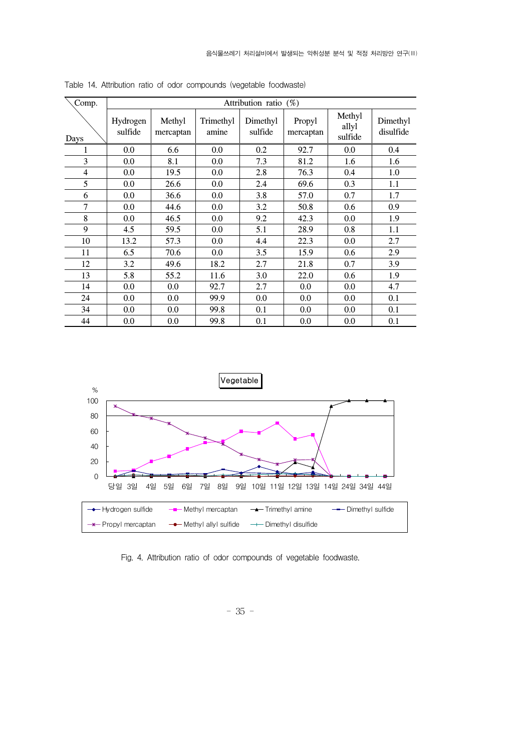Table 14. Attribution ratio of odor compounds (vegetable foodwaste)

| Comp. / Days | Attribution ratio (%) | | | | | | |
|---|---|---|---|---|---|---|---|
| | Hydrogen sulfide | Methyl mercaptan | Trimethyl amine | Dimethyl sulfide | Propyl mercaptan | Methyl allyl sulfide | Dimethyl disulfide |
| 1 | 0.0 | 6.6 | 0.0 | 0.2 | 92.7 | 0.0 | 0.4 |
| 3 | 0.0 | 8.1 | 0.0 | 7.3 | 81.2 | 1.6 | 1.6 |
| 4 | 0.0 | 19.5 | 0.0 | 2.8 | 76.3 | 0.4 | 1.0 |
| 5 | 0.0 | 26.6 | 0.0 | 2.4 | 69.6 | 0.3 | 1.1 |
| 6 | 0.0 | 36.6 | 0.0 | 3.8 | 57.0 | 0.7 | 1.7 |
| 7 | 0.0 | 44.6 | 0.0 | 3.2 | 50.8 | 0.6 | 0.9 |
| 8 | 0.0 | 46.5 | 0.0 | 9.2 | 42.3 | 0.0 | 1.9 |
| 9 | 4.5 | 59.5 | 0.0 | 5.1 | 28.9 | 0.8 | 1.1 |
| 10 | 13.2 | 57.3 | 0.0 | 4.4 | 22.3 | 0.0 | 2.7 |
| 11 | 6.5 | 70.6 | 0.0 | 3.5 | 15.9 | 0.6 | 2.9 |
| 12 | 3.2 | 49.6 | 18.2 | 2.7 | 21.8 | 0.7 | 3.9 |
| 13 | 5.8 | 55.2 | 11.6 | 3.0 | 22.0 | 0.6 | 1.9 |
| 14 | 0.0 | 0.0 | 92.7 | 2.7 | 0.0 | 0.0 | 4.7 |
| 24 | 0.0 | 0.0 | 99.9 | 0.0 | 0.0 | 0.0 | 0.1 |
| 34 | 0.0 | 0.0 | 99.8 | 0.1 | 0.0 | 0.0 | 0.1 |
| 44 | 0.0 | 0.0 | 99.8 | 0.1 | 0.0 | 0.0 | 0.1 |

Fig. 4. Attribution ratio of odor compounds of vegetable foodwaste.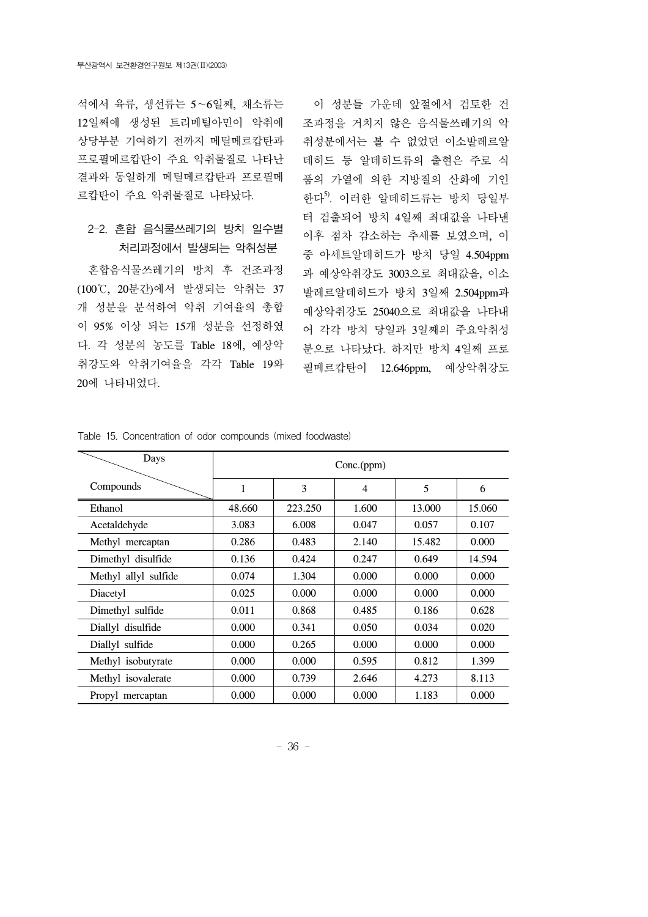석에서 육류, 생선류는 5~6일째, 채소류는 12일째에 생성된 트리메틸아민이 악취에 상당부분 기여하기 전까지 메틸메르캅탄과 프로필메르캅탄이 주요 악취물질로 나타난 결과와 동일하게 메틸메르캅탄과 프로필메르캅탄이 주요 악취물질로 나타났다.

### 2-2. 혼합 음식물쓰레기의 방치 일수별 처리과정에서 발생되는 악취성분

혼합음식물쓰레기의 방치 후 건조과정(100℃, 20분간)에서 발생되는 악취는 37개 성분을 분석하여 악취 기여율의 총합이 95% 이상 되는 15개 성분을 선정하였다. 각 성분의 농도를 Table 18에, 예상악취강도와 악취기여율을 각각 Table 19와 20에 나타내었다.

이 성분들 가운데 앞절에서 검토한 건조과정을 거치지 않은 음식물쓰레기의 악취성분에서는 볼 수 없었던 이소발레르알데히드 등 알데히드류의 출현은 주로 식품의 가열에 의한 지방질의 산화에 기인한다[5]. 이러한 알데히드류는 방치 당일부터 검출되어 방치 4일째 최대값을 나타낸 이후 점차 감소하는 추세를 보였으며, 이 중 아세트알데히드가 방치 당일 4.504ppm과 예상악취강도 3003으로 최대값을, 이소발레르알데히드가 방치 3일째 2.504ppm과 예상악취강도 25040으로 최대값을 나타내어 각각 방치 당일과 3일째의 주요악취성분으로 나타났다. 하지만 방치 4일째 프로필메르캅탄이 12.646ppm, 예상악취강도

Table 15. Concentration of odor compounds (mixed foodwaste)

| Compounds \ Days | Conc.(ppm) | | | | |
|---|---|---|---|---|---|
| | 1 | 3 | 4 | 5 | 6 |
| Ethanol | 48.660 | 223.250 | 1.600 | 13.000 | 15.060 |
| Acetaldehyde | 3.083 | 6.008 | 0.047 | 0.057 | 0.107 |
| Methyl mercaptan | 0.286 | 0.483 | 2.140 | 15.482 | 0.000 |
| Dimethyl disulfide | 0.136 | 0.424 | 0.247 | 0.649 | 14.594 |
| Methyl allyl sulfide | 0.074 | 1.304 | 0.000 | 0.000 | 0.000 |
| Diacetyl | 0.025 | 0.000 | 0.000 | 0.000 | 0.000 |
| Dimethyl sulfide | 0.011 | 0.868 | 0.485 | 0.186 | 0.628 |
| Diallyl disulfide | 0.000 | 0.341 | 0.050 | 0.034 | 0.020 |
| Diallyl sulfide | 0.000 | 0.265 | 0.000 | 0.000 | 0.000 |
| Methyl isobutyrate | 0.000 | 0.000 | 0.595 | 0.812 | 1.399 |
| Methyl isovalerate | 0.000 | 0.739 | 2.646 | 4.273 | 8.113 |
| Propyl mercaptan | 0.000 | 0.000 | 0.000 | 1.183 | 0.000 |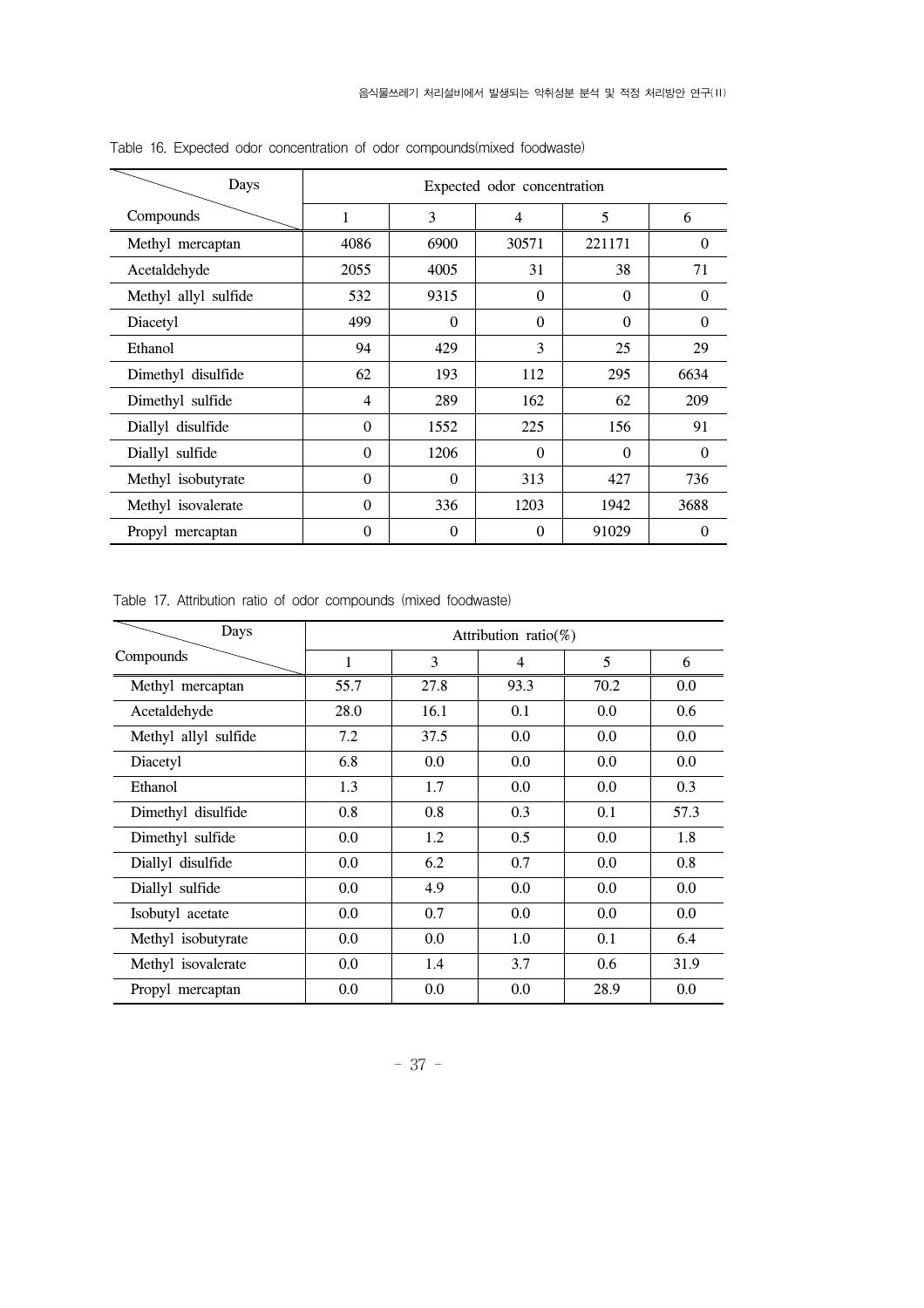Table 16. Expected odor concentration of odor compounds(mixed foodwaste)

| Days / Compounds | Expected odor concentration | | | | |
|---|---|---|---|---|---|
| | 1 | 3 | 4 | 5 | 6 |
| Methyl mercaptan | 4086 | 6900 | 30571 | 221171 | 0 |
| Acetaldehyde | 2055 | 4005 | 31 | 38 | 71 |
| Methyl allyl sulfide | 532 | 9315 | 0 | 0 | 0 |
| Diacetyl | 499 | 0 | 0 | 0 | 0 |
| Ethanol | 94 | 429 | 3 | 25 | 29 |
| Dimethyl disulfide | 62 | 193 | 112 | 295 | 6634 |
| Dimethyl sulfide | 4 | 289 | 162 | 62 | 209 |
| Diallyl disulfide | 0 | 1552 | 225 | 156 | 91 |
| Diallyl sulfide | 0 | 1206 | 0 | 0 | 0 |
| Methyl isobutyrate | 0 | 0 | 313 | 427 | 736 |
| Methyl isovalerate | 0 | 336 | 1203 | 1942 | 3688 |
| Propyl mercaptan | 0 | 0 | 0 | 91029 | 0 |

Table 17. Attribution ratio of odor compounds (mixed foodwaste)

| Days / Compounds | Attribution ratio(%) | | | | |
|---|---|---|---|---|---|
| | 1 | 3 | 4 | 5 | 6 |
| Methyl mercaptan | 55.7 | 27.8 | 93.3 | 70.2 | 0.0 |
| Acetaldehyde | 28.0 | 16.1 | 0.1 | 0.0 | 0.6 |
| Methyl allyl sulfide | 7.2 | 37.5 | 0.0 | 0.0 | 0.0 |
| Diacetyl | 6.8 | 0.0 | 0.0 | 0.0 | 0.0 |
| Ethanol | 1.3 | 1.7 | 0.0 | 0.0 | 0.3 |
| Dimethyl disulfide | 0.8 | 0.8 | 0.3 | 0.1 | 57.3 |
| Dimethyl sulfide | 0.0 | 1.2 | 0.5 | 0.0 | 1.8 |
| Diallyl disulfide | 0.0 | 6.2 | 0.7 | 0.0 | 0.8 |
| Diallyl sulfide | 0.0 | 4.9 | 0.0 | 0.0 | 0.0 |
| Isobutyl acetate | 0.0 | 0.7 | 0.0 | 0.0 | 0.0 |
| Methyl isobutyrate | 0.0 | 0.0 | 1.0 | 0.1 | 6.4 |
| Methyl isovalerate | 0.0 | 1.4 | 3.7 | 0.6 | 31.9 |
| Propyl mercaptan | 0.0 | 0.0 | 0.0 | 28.9 | 0.0 |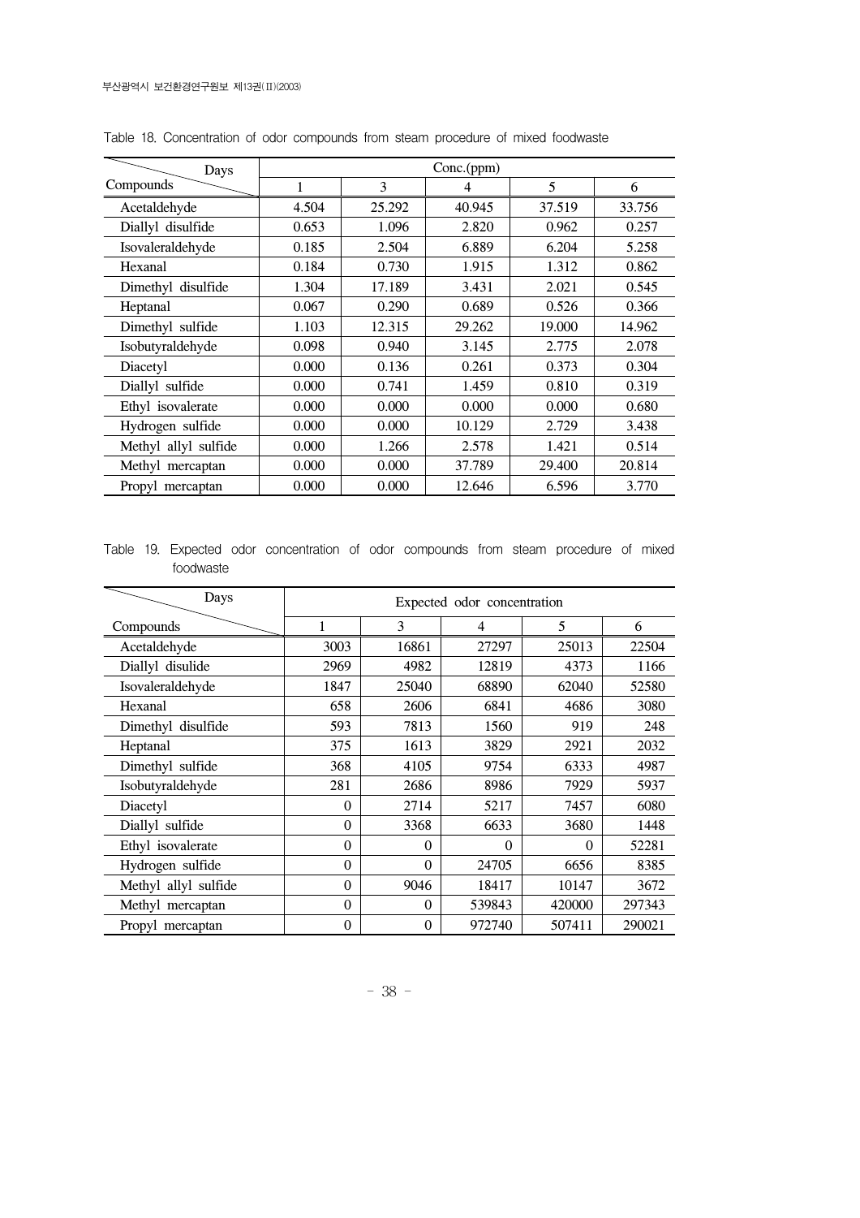Table 18. Concentration of odor compounds from steam procedure of mixed foodwaste

| Compounds \ Days | Conc.(ppm) | | | | |
|---|---|---|---|---|---|
| | 1 | 3 | 4 | 5 | 6 |
| Acetaldehyde | 4.504 | 25.292 | 40.945 | 37.519 | 33.756 |
| Diallyl disulfide | 0.653 | 1.096 | 2.820 | 0.962 | 0.257 |
| Isovaleraldehyde | 0.185 | 2.504 | 6.889 | 6.204 | 5.258 |
| Hexanal | 0.184 | 0.730 | 1.915 | 1.312 | 0.862 |
| Dimethyl disulfide | 1.304 | 17.189 | 3.431 | 2.021 | 0.545 |
| Heptanal | 0.067 | 0.290 | 0.689 | 0.526 | 0.366 |
| Dimethyl sulfide | 1.103 | 12.315 | 29.262 | 19.000 | 14.962 |
| Isobutyraldehyde | 0.098 | 0.940 | 3.145 | 2.775 | 2.078 |
| Diacetyl | 0.000 | 0.136 | 0.261 | 0.373 | 0.304 |
| Diallyl sulfide | 0.000 | 0.741 | 1.459 | 0.810 | 0.319 |
| Ethyl isovalerate | 0.000 | 0.000 | 0.000 | 0.000 | 0.680 |
| Hydrogen sulfide | 0.000 | 0.000 | 10.129 | 2.729 | 3.438 |
| Methyl allyl sulfide | 0.000 | 1.266 | 2.578 | 1.421 | 0.514 |
| Methyl mercaptan | 0.000 | 0.000 | 37.789 | 29.400 | 20.814 |
| Propyl mercaptan | 0.000 | 0.000 | 12.646 | 6.596 | 3.770 |

Table 19. Expected odor concentration of odor compounds from steam procedure of mixed foodwaste

| Compounds \ Days | Expected odor concentration | | | | |
|---|---|---|---|---|---|
| | 1 | 3 | 4 | 5 | 6 |
| Acetaldehyde | 3003 | 16861 | 27297 | 25013 | 22504 |
| Diallyl disulide | 2969 | 4982 | 12819 | 4373 | 1166 |
| Isovaleraldehyde | 1847 | 25040 | 68890 | 62040 | 52580 |
| Hexanal | 658 | 2606 | 6841 | 4686 | 3080 |
| Dimethyl disulfide | 593 | 7813 | 1560 | 919 | 248 |
| Heptanal | 375 | 1613 | 3829 | 2921 | 2032 |
| Dimethyl sulfide | 368 | 4105 | 9754 | 6333 | 4987 |
| Isobutyraldehyde | 281 | 2686 | 8986 | 7929 | 5937 |
| Diacetyl | 0 | 2714 | 5217 | 7457 | 6080 |
| Diallyl sulfide | 0 | 3368 | 6633 | 3680 | 1448 |
| Ethyl isovalerate | 0 | 0 | 0 | 0 | 52281 |
| Hydrogen sulfide | 0 | 0 | 24705 | 6656 | 8385 |
| Methyl allyl sulfide | 0 | 9046 | 18417 | 10147 | 3672 |
| Methyl mercaptan | 0 | 0 | 539843 | 420000 | 297343 |
| Propyl mercaptan | 0 | 0 | 972740 | 507411 | 290021 |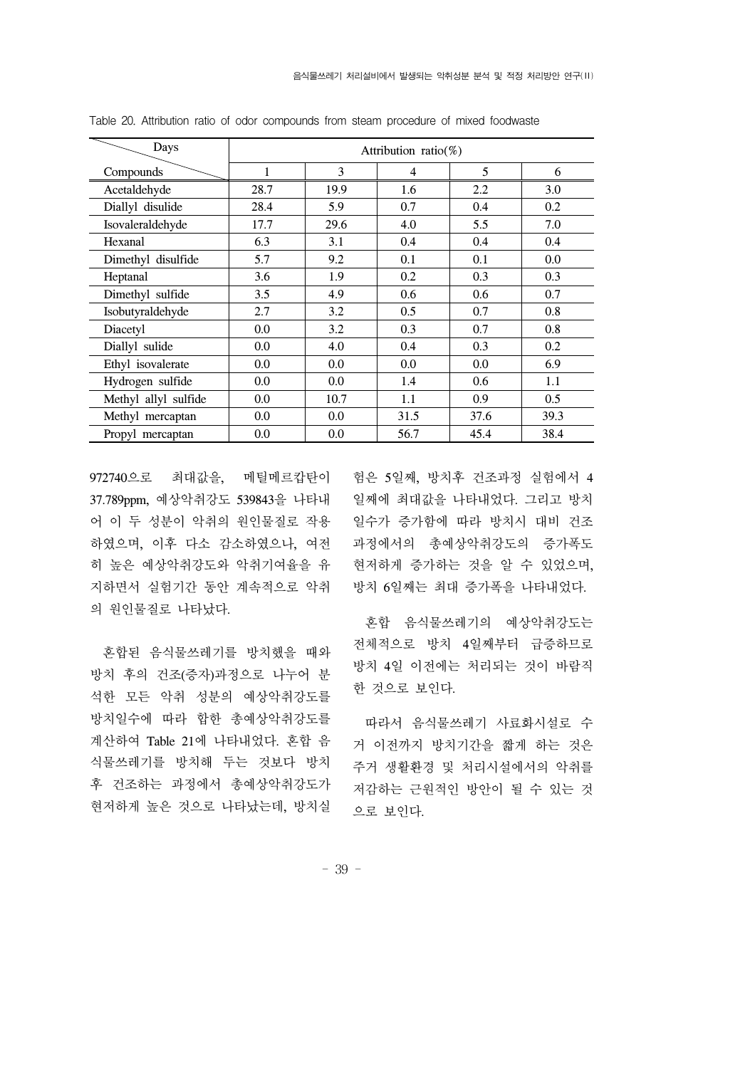Table 20. Attribution ratio of odor compounds from steam procedure of mixed foodwaste

| Days / Compounds | Attribution ratio(%) | | | | |
|---|---|---|---|---|---|
| | 1 | 3 | 4 | 5 | 6 |
| Acetaldehyde | 28.7 | 19.9 | 1.6 | 2.2 | 3.0 |
| Diallyl disulide | 28.4 | 5.9 | 0.7 | 0.4 | 0.2 |
| Isovaleraldehyde | 17.7 | 29.6 | 4.0 | 5.5 | 7.0 |
| Hexanal | 6.3 | 3.1 | 0.4 | 0.4 | 0.4 |
| Dimethyl disulfide | 5.7 | 9.2 | 0.1 | 0.1 | 0.0 |
| Heptanal | 3.6 | 1.9 | 0.2 | 0.3 | 0.3 |
| Dimethyl sulfide | 3.5 | 4.9 | 0.6 | 0.6 | 0.7 |
| Isobutyraldehyde | 2.7 | 3.2 | 0.5 | 0.7 | 0.8 |
| Diacetyl | 0.0 | 3.2 | 0.3 | 0.7 | 0.8 |
| Diallyl sulide | 0.0 | 4.0 | 0.4 | 0.3 | 0.2 |
| Ethyl isovalerate | 0.0 | 0.0 | 0.0 | 0.0 | 6.9 |
| Hydrogen sulfide | 0.0 | 0.0 | 1.4 | 0.6 | 1.1 |
| Methyl allyl sulfide | 0.0 | 10.7 | 1.1 | 0.9 | 0.5 |
| Methyl mercaptan | 0.0 | 0.0 | 31.5 | 37.6 | 39.3 |
| Propyl mercaptan | 0.0 | 0.0 | 56.7 | 45.4 | 38.4 |

972740으로 최대값을, 메틸메르캅탄이 37.789ppm, 예상악취강도 539843을 나타내어 이 두 성분이 악취의 원인물질로 작용하였으며, 이후 다소 감소하였으나, 여전히 높은 예상악취강도와 악취기여율을 유지하면서 실험기간 동안 계속적으로 악취의 원인물질로 나타났다.

혼합된 음식물쓰레기를 방치했을 때와 방치 후의 건조(증자)과정으로 나누어 분석한 모든 악취 성분의 예상악취강도를 방치일수에 따라 합한 총예상악취강도를 계산하여 Table 21에 나타내었다. 혼합 음식물쓰레기를 방치해 두는 것보다 방치 후 건조하는 과정에서 총예상악취강도가 현저하게 높은 것으로 나타났는데, 방치실험은 5일째, 방치후 건조과정 실험에서 4일째에 최대값을 나타내었다. 그리고 방치일수가 증가함에 따라 방치시 대비 건조과정에서의 총예상악취강도의 증가폭도 현저하게 증가하는 것을 알 수 있었으며, 방치 6일째는 최대 증가폭을 나타내었다.

혼합 음식물쓰레기의 예상악취강도는 전체적으로 방치 4일째부터 급증하므로 방치 4일 이전에는 처리되는 것이 바람직한 것으로 보인다.

따라서 음식물쓰레기 사료화시설로 수거 이전까지 방치기간을 짧게 하는 것은 주거 생활환경 및 처리시설에서의 악취를 저감하는 근원적인 방안이 될 수 있는 것으로 보인다.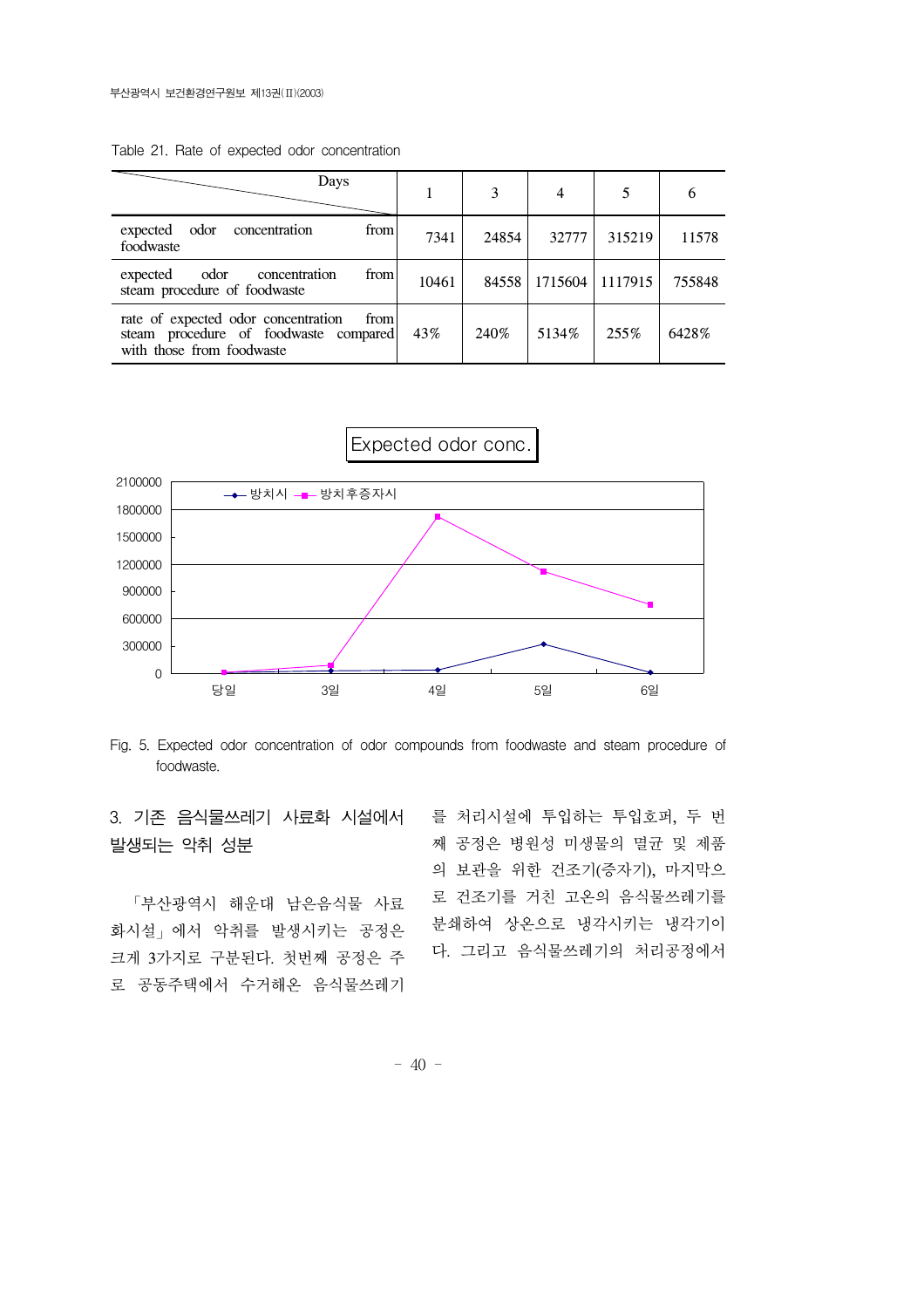Table 21. Rate of expected odor concentration

| Days | 1 | 3 | 4 | 5 | 6 |
|---|---|---|---|---|---|
| expected odor concentration from foodwaste | 7341 | 24854 | 32777 | 315219 | 11578 |
| expected odor concentration from steam procedure of foodwaste | 10461 | 84558 | 1715604 | 1117915 | 755848 |
| rate of expected odor concentration from steam procedure of foodwaste compared with those from foodwaste | 43% | 240% | 5134% | 255% | 6428% |

Fig. 5. Expected odor concentration of odor compounds from foodwaste and steam procedure of foodwaste.

### 3. 기존 음식물쓰레기 사료화 시설에서 발생되는 악취 성분

「부산광역시 해운대 남은음식물 사료화시설」에서 악취를 발생시키는 공정은 크게 3가지로 구분된다. 첫번째 공정은 주로 공동주택에서 수거해온 음식물쓰레기를 처리시설에 투입하는 투입호퍼, 두 번째 공정은 병원성 미생물의 멸균 및 제품의 보관을 위한 건조기(증자기), 마지막으로 건조기를 거친 고온의 음식물쓰레기를 분쇄하여 상온으로 냉각시키는 냉각기이다. 그리고 음식물쓰레기의 처리공정에서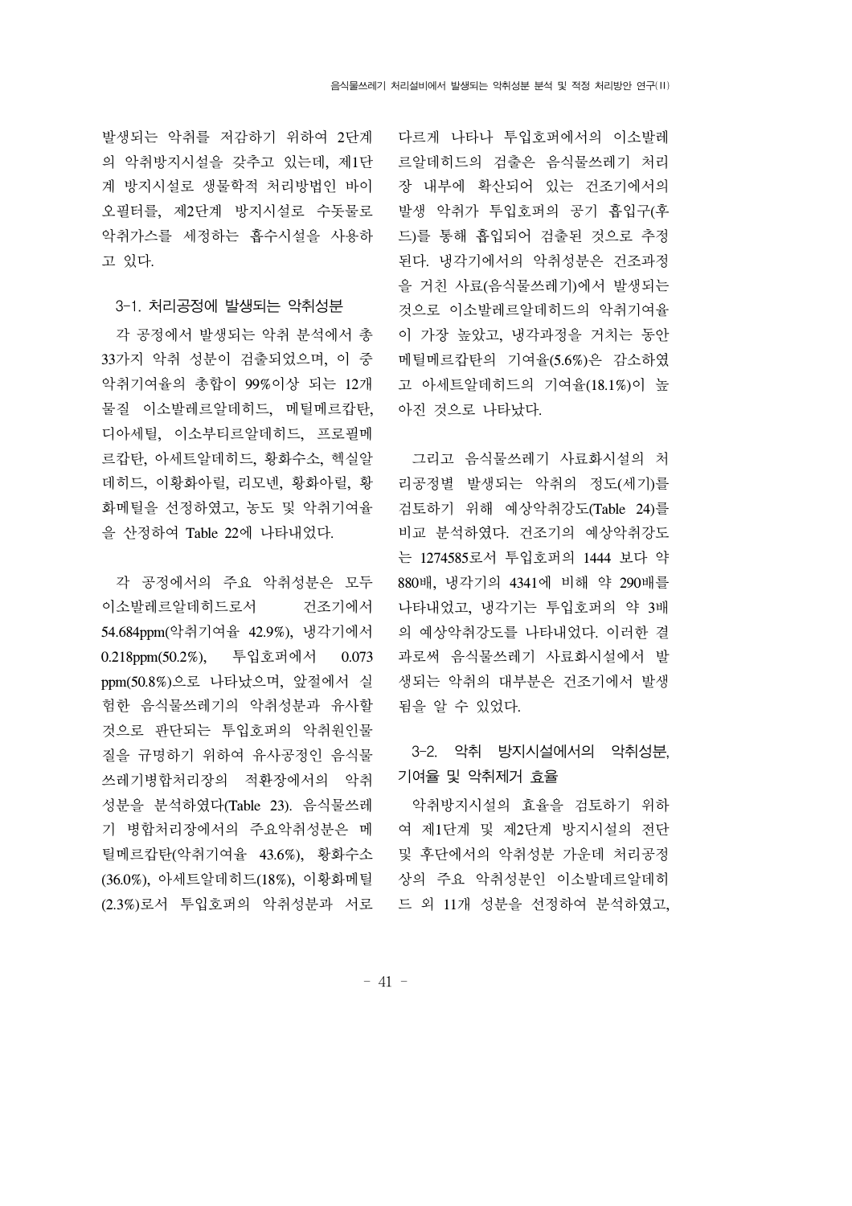발생되는 악취를 저감하기 위하여 2단계의 악취방지시설을 갖추고 있는데, 제1단계 방지시설로 생물학적 처리방법인 바이오필터를, 제2단계 방지시설로 수돗물로 악취가스를 세정하는 흡수시설을 사용하고 있다.

### 3-1. 처리공정에 발생되는 악취성분

각 공정에서 발생되는 악취 분석에서 총 33가지 악취 성분이 검출되었으며, 이 중 악취기여율의 총합이 99%이상 되는 12개 물질 이소발레르알데히드, 메틸메르캅탄, 디아세틸, 이소부티르알데히드, 프로필메르캅탄, 아세트알데히드, 황화수소, 헥실알데히드, 이황화아릴, 리모넨, 황화아릴, 황화메틸을 선정하였고, 농도 및 악취기여율을 산정하여 Table 22에 나타내었다.

각 공정에서의 주요 악취성분은 모두 이소발레르알데히드로서 건조기에서 54.684ppm(악취기여율 42.9%), 냉각기에서 0.218ppm(50.2%), 투입호퍼에서 0.073 ppm(50.8%)으로 나타났으며, 앞절에서 실험한 음식물쓰레기의 악취성분과 유사할 것으로 판단되는 투입호퍼의 악취원인물질을 규명하기 위하여 유사공정인 음식물쓰레기병합처리장의 적환장에서의 악취성분을 분석하였다(Table 23). 음식물쓰레기 병합처리장에서의 주요악취성분은 메틸메르캅탄(악취기여율 43.6%), 황화수소(36.0%), 아세트알데히드(18%), 이황화메틸(2.3%)로서 투입호퍼의 악취성분과 서로 다르게 나타나 투입호퍼에서의 이소발레르알데히드의 검출은 음식물쓰레기 처리장 내부에 확산되어 있는 건조기에서의 발생 악취가 투입호퍼의 공기 흡입구(후드)를 통해 흡입되어 검출된 것으로 추정된다. 냉각기에서의 악취성분은 건조과정을 거친 사료(음식물쓰레기)에서 발생되는 것으로 이소발레르알데히드의 악취기여율이 가장 높았고, 냉각과정을 거치는 동안 메틸메르캅탄의 기여율(5.6%)은 감소하였고 아세트알데히드의 기여율(18.1%)이 높아진 것으로 나타났다.

그리고 음식물쓰레기 사료화시설의 처리공정별 발생되는 악취의 정도(세기)를 검토하기 위해 예상악취강도(Table 24)를 비교 분석하였다. 건조기의 예상악취강도는 1274585로서 투입호퍼의 1444 보다 약 880배, 냉각기의 4341에 비해 약 290배를 나타내었고, 냉각기는 투입호퍼의 약 3배의 예상악취강도를 나타내었다. 이러한 결과로써 음식물쓰레기 사료화시설에서 발생되는 악취의 대부분은 건조기에서 발생됨을 알 수 있었다.

### 3-2. 악취 방지시설에서의 악취성분, 기여율 및 악취제거 효율

악취방지시설의 효율을 검토하기 위하여 제1단계 및 제2단계 방지시설의 전단 및 후단에서의 악취성분 가운데 처리공정상의 주요 악취성분인 이소발데르알데히드 외 11개 성분을 선정하여 분석하였고,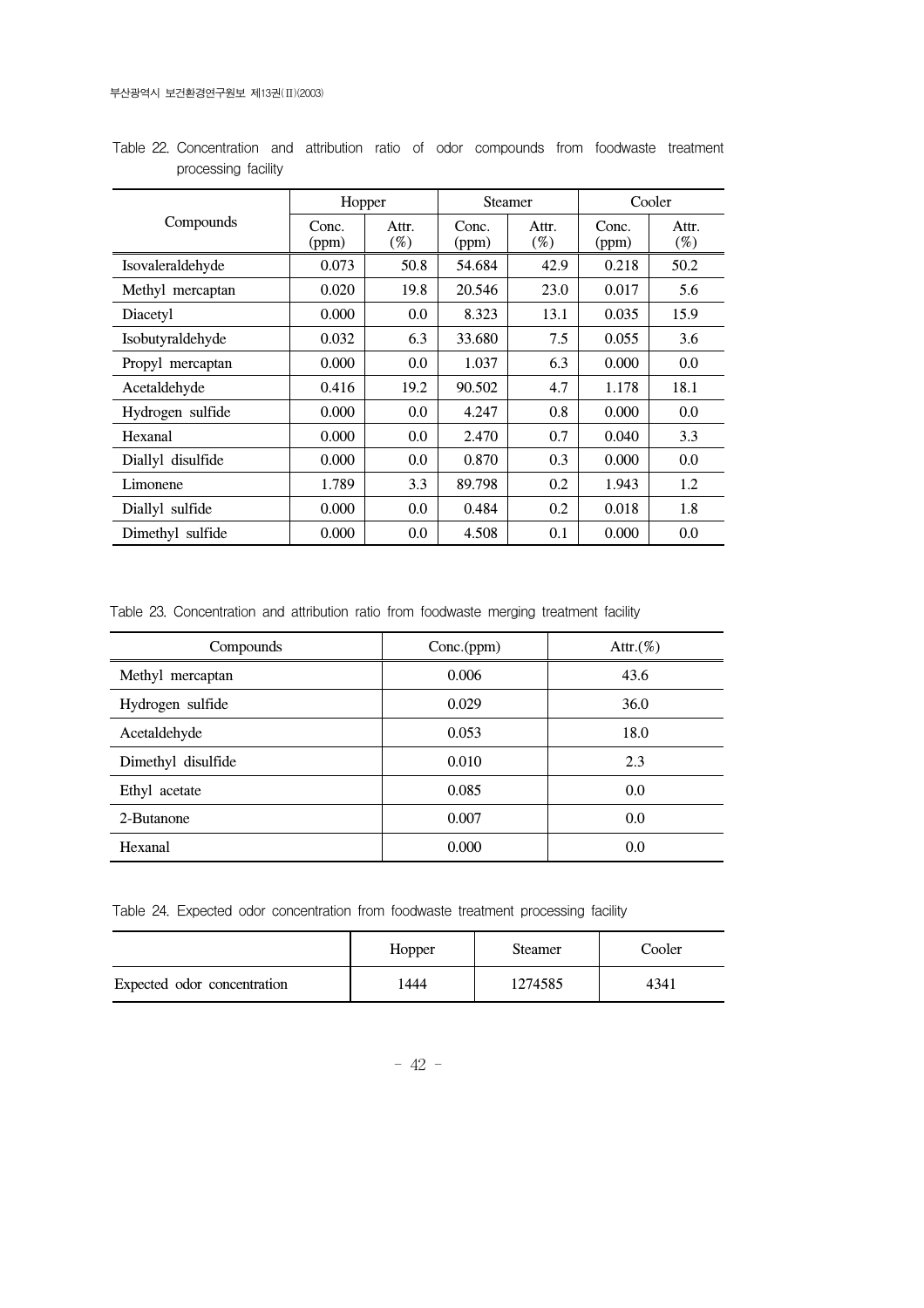Table 22. Concentration and attribution ratio of odor compounds from foodwaste treatment processing facility

| Compounds | Hopper | | Steamer | | Cooler | |
|---|---|---|---|---|---|---|
| | Conc. (ppm) | Attr. (%) | Conc. (ppm) | Attr. (%) | Conc. (ppm) | Attr. (%) |
| Isovaleraldehyde | 0.073 | 50.8 | 54.684 | 42.9 | 0.218 | 50.2 |
| Methyl mercaptan | 0.020 | 19.8 | 20.546 | 23.0 | 0.017 | 5.6 |
| Diacetyl | 0.000 | 0.0 | 8.323 | 13.1 | 0.035 | 15.9 |
| Isobutyraldehyde | 0.032 | 6.3 | 33.680 | 7.5 | 0.055 | 3.6 |
| Propyl mercaptan | 0.000 | 0.0 | 1.037 | 6.3 | 0.000 | 0.0 |
| Acetaldehyde | 0.416 | 19.2 | 90.502 | 4.7 | 1.178 | 18.1 |
| Hydrogen sulfide | 0.000 | 0.0 | 4.247 | 0.8 | 0.000 | 0.0 |
| Hexanal | 0.000 | 0.0 | 2.470 | 0.7 | 0.040 | 3.3 |
| Diallyl disulfide | 0.000 | 0.0 | 0.870 | 0.3 | 0.000 | 0.0 |
| Limonene | 1.789 | 3.3 | 89.798 | 0.2 | 1.943 | 1.2 |
| Diallyl sulfide | 0.000 | 0.0 | 0.484 | 0.2 | 0.018 | 1.8 |
| Dimethyl sulfide | 0.000 | 0.0 | 4.508 | 0.1 | 0.000 | 0.0 |

Table 23. Concentration and attribution ratio from foodwaste merging treatment facility

| Compounds | Conc.(ppm) | Attr.(%) |
|---|---|---|
| Methyl mercaptan | 0.006 | 43.6 |
| Hydrogen sulfide | 0.029 | 36.0 |
| Acetaldehyde | 0.053 | 18.0 |
| Dimethyl disulfide | 0.010 | 2.3 |
| Ethyl acetate | 0.085 | 0.0 |
| 2-Butanone | 0.007 | 0.0 |
| Hexanal | 0.000 | 0.0 |

Table 24. Expected odor concentration from foodwaste treatment processing facility

| | Hopper | Steamer | Cooler |
|---|---|---|---|
| Expected odor concentration | 1444 | 1274585 | 4341 |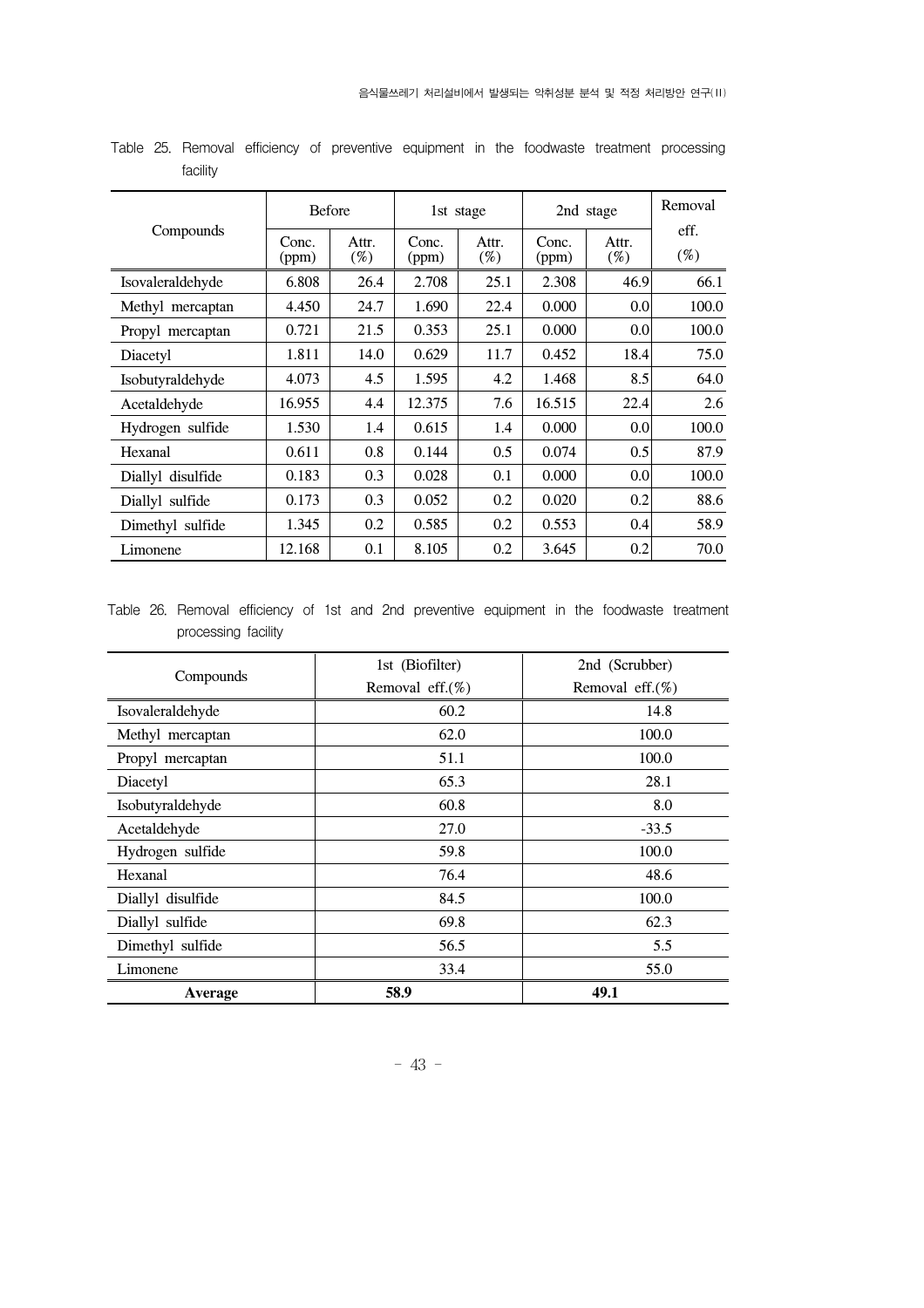Table 25. Removal efficiency of preventive equipment in the foodwaste treatment processing facility

| Compounds | Before | | 1st stage | | 2nd stage | | Removal eff. (%) |
|---|---|---|---|---|---|---|---|
| | Conc. (ppm) | Attr. (%) | Conc. (ppm) | Attr. (%) | Conc. (ppm) | Attr. (%) | |
| Isovaleraldehyde | 6.808 | 26.4 | 2.708 | 25.1 | 2.308 | 46.9 | 66.1 |
| Methyl mercaptan | 4.450 | 24.7 | 1.690 | 22.4 | 0.000 | 0.0 | 100.0 |
| Propyl mercaptan | 0.721 | 21.5 | 0.353 | 25.1 | 0.000 | 0.0 | 100.0 |
| Diacetyl | 1.811 | 14.0 | 0.629 | 11.7 | 0.452 | 18.4 | 75.0 |
| Isobutyraldehyde | 4.073 | 4.5 | 1.595 | 4.2 | 1.468 | 8.5 | 64.0 |
| Acetaldehyde | 16.955 | 4.4 | 12.375 | 7.6 | 16.515 | 22.4 | 2.6 |
| Hydrogen sulfide | 1.530 | 1.4 | 0.615 | 1.4 | 0.000 | 0.0 | 100.0 |
| Hexanal | 0.611 | 0.8 | 0.144 | 0.5 | 0.074 | 0.5 | 87.9 |
| Diallyl disulfide | 0.183 | 0.3 | 0.028 | 0.1 | 0.000 | 0.0 | 100.0 |
| Diallyl sulfide | 0.173 | 0.3 | 0.052 | 0.2 | 0.020 | 0.2 | 88.6 |
| Dimethyl sulfide | 1.345 | 0.2 | 0.585 | 0.2 | 0.553 | 0.4 | 58.9 |
| Limonene | 12.168 | 0.1 | 8.105 | 0.2 | 3.645 | 0.2 | 70.0 |

Table 26. Removal efficiency of 1st and 2nd preventive equipment in the foodwaste treatment processing facility

| Compounds | 1st (Biofilter) Removal eff.(%) | 2nd (Scrubber) Removal eff.(%) |
|---|---|---|
| Isovaleraldehyde | 60.2 | 14.8 |
| Methyl mercaptan | 62.0 | 100.0 |
| Propyl mercaptan | 51.1 | 100.0 |
| Diacetyl | 65.3 | 28.1 |
| Isobutyraldehyde | 60.8 | 8.0 |
| Acetaldehyde | 27.0 | -33.5 |
| Hydrogen sulfide | 59.8 | 100.0 |
| Hexanal | 76.4 | 48.6 |
| Diallyl disulfide | 84.5 | 100.0 |
| Diallyl sulfide | 69.8 | 62.3 |
| Dimethyl sulfide | 56.5 | 5.5 |
| Limonene | 33.4 | 55.0 |
| **Average** | **58.9** | **49.1** |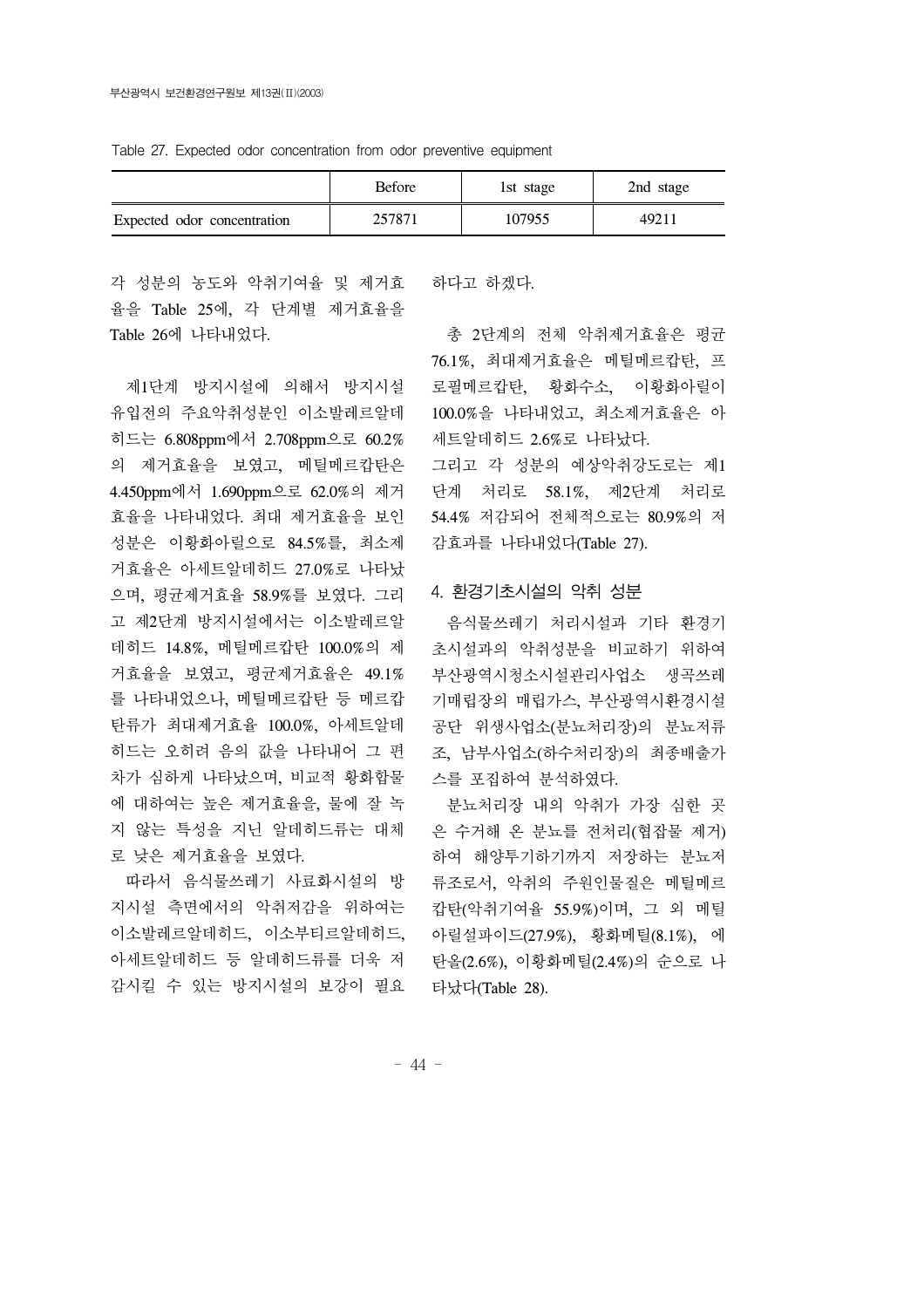Table 27. Expected odor concentration from odor preventive equipment

| | Before | 1st stage | 2nd stage |
|---|---|---|---|
| Expected odor concentration | 257871 | 107955 | 49211 |

각 성분의 농도와 악취기여율 및 제거효율을 Table 25에, 각 단계별 제거효율을 Table 26에 나타내었다.

제1단계 방지시설에 의해서 방지시설 유입전의 주요악취성분인 이소발레르알데히드는 6.808ppm에서 2.708ppm으로 60.2%의 제거효율을 보였고, 메틸메르캅탄은 4.450ppm에서 1.690ppm으로 62.0%의 제거효율을 나타내었다. 최대 제거효율을 보인 성분은 이황화아릴으로 84.5%를, 최소제거효율은 아세트알데히드 27.0%로 나타났으며, 평균제거효율 58.9%를 보였다. 그리고 제2단계 방지시설에서는 이소발레르알데히드 14.8%, 메틸메르캅탄 100.0%의 제거효율을 보였고, 평균제거효율은 49.1%를 나타내었으나, 메틸메르캅탄 등 메르캅탄류가 최대제거효율 100.0%, 아세트알데히드는 오히려 음의 값을 나타내어 그 편차가 심하게 나타났으며, 비교적 황화합물에 대하여는 높은 제거효율을, 물에 잘 녹지 않는 특성을 지닌 알데히드류는 대체로 낮은 제거효율을 보였다.

따라서 음식물쓰레기 사료화시설의 방지시설 측면에서의 악취저감을 위하여는 이소발레르알데히드, 이소부티르알데히드, 아세트알데히드 등 알데히드류를 더욱 저감시킬 수 있는 방지시설의 보강이 필요하다고 하겠다.

총 2단계의 전체 악취제거효율은 평균 76.1%, 최대제거효율은 메틸메르캅탄, 프로필메르캅탄, 황화수소, 이황화아릴이 100.0%을 나타내었고, 최소제거효율은 아세트알데히드 2.6%로 나타났다.
그리고 각 성분의 예상악취강도로는 제1단계 처리로 58.1%, 제2단계 처리로 54.4% 저감되어 전체적으로는 80.9%의 저감효과를 나타내었다(Table 27).

## 4. 환경기초시설의 악취 성분

음식물쓰레기 처리시설과 기타 환경기초시설과의 악취성분을 비교하기 위하여 부산광역시청소시설관리사업소 생곡쓰레기매립장의 매립가스, 부산광역시환경시설공단 위생사업소(분뇨처리장)의 분뇨저류조, 남부사업소(하수처리장)의 최종배출가스를 포집하여 분석하였다.

분뇨처리장 내의 악취가 가장 심한 곳은 수거해 온 분뇨를 전처리(협잡물 제거)하여 해양투기하기까지 저장하는 분뇨저류조로서, 악취의 주원인물질은 메틸메르캅탄(악취기여율 55.9%)이며, 그 외 메틸아릴설파이드(27.9%), 황화메틸(8.1%), 에탄올(2.6%), 이황화메틸(2.4%)의 순으로 나타났다(Table 28).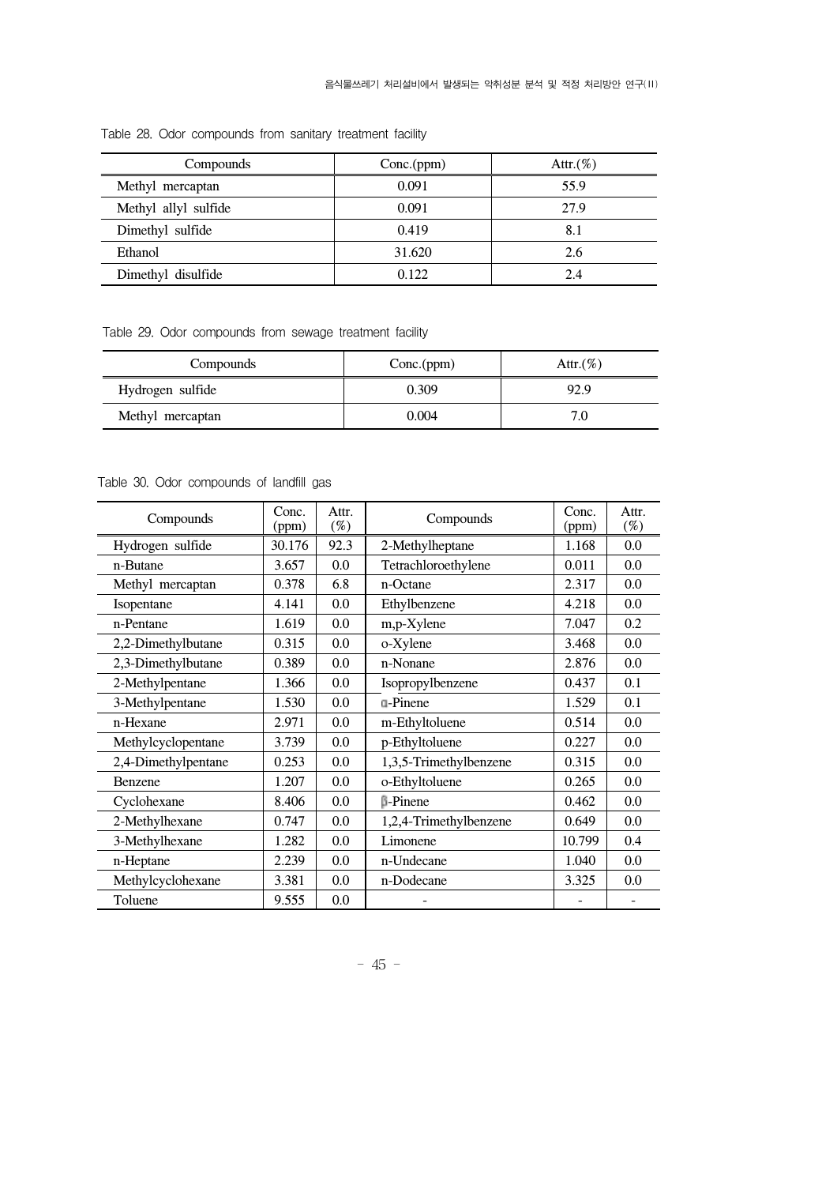Table 28. Odor compounds from sanitary treatment facility

| Compounds | Conc.(ppm) | Attr.(%) |
|---|---|---|
| Methyl mercaptan | 0.091 | 55.9 |
| Methyl allyl sulfide | 0.091 | 27.9 |
| Dimethyl sulfide | 0.419 | 8.1 |
| Ethanol | 31.620 | 2.6 |
| Dimethyl disulfide | 0.122 | 2.4 |

Table 29. Odor compounds from sewage treatment facility

| Compounds | Conc.(ppm) | Attr.(%) |
|---|---|---|
| Hydrogen sulfide | 0.309 | 92.9 |
| Methyl mercaptan | 0.004 | 7.0 |

Table 30. Odor compounds of landfill gas

| Compounds | Conc. (ppm) | Attr. (%) | Compounds | Conc. (ppm) | Attr. (%) |
|---|---|---|---|---|---|
| Hydrogen sulfide | 30.176 | 92.3 | 2-Methylheptane | 1.168 | 0.0 |
| n-Butane | 3.657 | 0.0 | Tetrachloroethylene | 0.011 | 0.0 |
| Methyl mercaptan | 0.378 | 6.8 | n-Octane | 2.317 | 0.0 |
| Isopentane | 4.141 | 0.0 | Ethylbenzene | 4.218 | 0.0 |
| n-Pentane | 1.619 | 0.0 | m,p-Xylene | 7.047 | 0.2 |
| 2,2-Dimethylbutane | 0.315 | 0.0 | o-Xylene | 3.468 | 0.0 |
| 2,3-Dimethylbutane | 0.389 | 0.0 | n-Nonane | 2.876 | 0.0 |
| 2-Methylpentane | 1.366 | 0.0 | Isopropylbenzene | 0.437 | 0.1 |
| 3-Methylpentane | 1.530 | 0.0 | α-Pinene | 1.529 | 0.1 |
| n-Hexane | 2.971 | 0.0 | m-Ethyltoluene | 0.514 | 0.0 |
| Methylcyclopentane | 3.739 | 0.0 | p-Ethyltoluene | 0.227 | 0.0 |
| 2,4-Dimethylpentane | 0.253 | 0.0 | 1,3,5-Trimethylbenzene | 0.315 | 0.0 |
| Benzene | 1.207 | 0.0 | o-Ethyltoluene | 0.265 | 0.0 |
| Cyclohexane | 8.406 | 0.0 | β-Pinene | 0.462 | 0.0 |
| 2-Methylhexane | 0.747 | 0.0 | 1,2,4-Trimethylbenzene | 0.649 | 0.0 |
| 3-Methylhexane | 1.282 | 0.0 | Limonene | 10.799 | 0.4 |
| n-Heptane | 2.239 | 0.0 | n-Undecane | 1.040 | 0.0 |
| Methylcyclohexane | 3.381 | 0.0 | n-Dodecane | 3.325 | 0.0 |
| Toluene | 9.555 | 0.0 | - | - | - |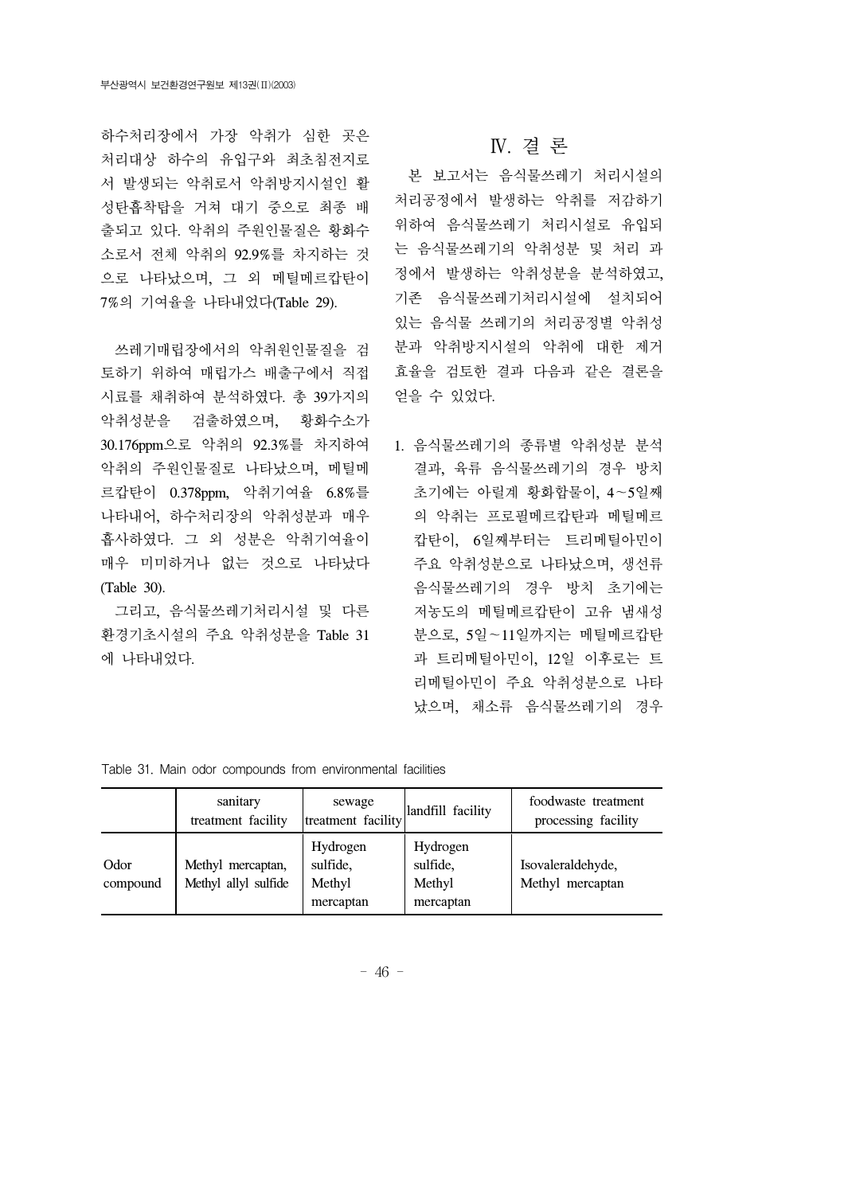하수처리장에서 가장 악취가 심한 곳은 처리대상 하수의 유입구와 최초침전지로서 발생되는 악취로서 악취방지시설인 활성탄흡착탑을 거쳐 대기 중으로 최종 배출되고 있다. 악취의 주원인물질은 황화수소로서 전체 악취의 92.9%를 차지하는 것으로 나타났으며, 그 외 메틸메르캅탄이 7%의 기여율을 나타내었다(Table 29).

쓰레기매립장에서의 악취원인물질을 검토하기 위하여 매립가스 배출구에서 직접 시료를 채취하여 분석하였다. 총 39가지의 악취성분을 검출하였으며, 황화수소가 30.176ppm으로 악취의 92.3%를 차지하여 악취의 주원인물질로 나타났으며, 메틸메르캅탄이 0.378ppm, 악취기여율 6.8%를 나타내어, 하수처리장의 악취성분과 매우 흡사하였다. 그 외 성분은 악취기여율이 매우 미미하거나 없는 것으로 나타났다 (Table 30).

그리고, 음식물쓰레기처리시설 및 다른 환경기초시설의 주요 악취성분을 Table 31에 나타내었다.

# Ⅳ. 결 론

본 보고서는 음식물쓰레기 처리시설의 처리공정에서 발생하는 악취를 저감하기 위하여 음식물쓰레기 처리시설로 유입되는 음식물쓰레기의 악취성분 및 처리 과정에서 발생하는 악취성분을 분석하였고, 기존 음식물쓰레기처리시설에 설치되어 있는 음식물 쓰레기의 처리공정별 악취성분과 악취방지시설의 악취에 대한 제거 효율을 검토한 결과 다음과 같은 결론을 얻을 수 있었다.

1. 음식물쓰레기의 종류별 악취성분 분석 결과, 육류 음식물쓰레기의 경우 방치 초기에는 아렇게 황화합물이, 4~5일째의 악취는 프로필메르캅탄과 메틸메르캅탄이, 6일째부터는 트리메틸아민이 주요 악취성분으로 나타났으며, 생선류 음식물쓰레기의 경우 방치 초기에는 저농도의 메틸메르캅탄이 고유 냄새성분으로, 5일~11일까지는 메틸메르캅탄과 트리메틸아민이, 12일 이후로는 트리메틸아민이 주요 악취성분으로 나타났으며, 채소류 음식물쓰레기의 경우

Table 31. Main odor compounds from environmental facilities

| | sanitary treatment facility | sewage treatment facility | landfill facility | foodwaste treatment processing facility |
|---|---|---|---|---|
| Odor compound | Methyl mercaptan, Methyl allyl sulfide | Hydrogen sulfide, Methyl mercaptan | Hydrogen sulfide, Methyl mercaptan | Isovaleraldehyde, Methyl mercaptan |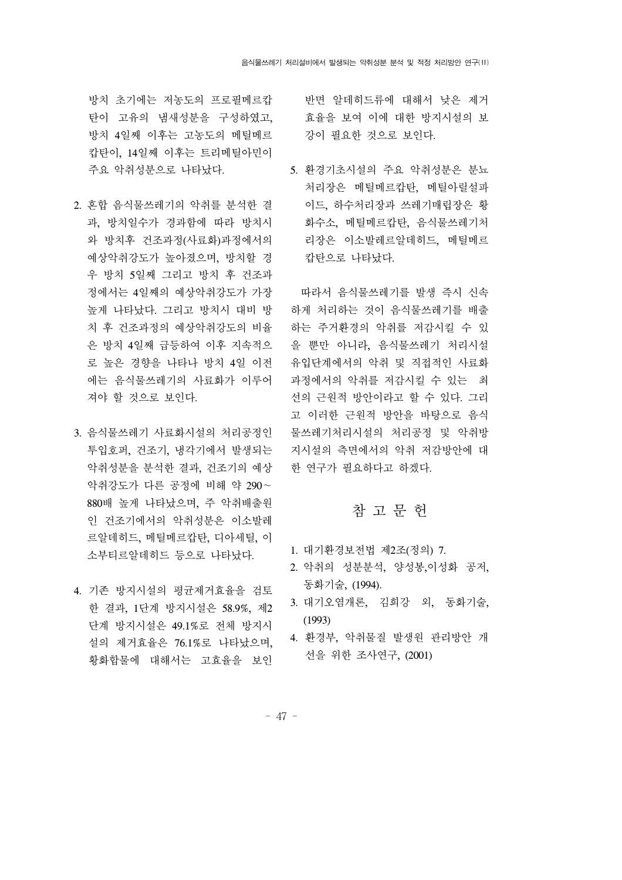방치 초기에는 저농도의 프로필메르캅탄이 고유의 냄새성분을 구성하였고, 방치 4일째 이후는 고농도의 메틸메르캅탄이, 14일째 이후는 트리메틸아민이 주요 악취성분으로 나타났다.

2. 혼합 음식물쓰레기의 악취를 분석한 결과, 방치일수가 경과함에 따라 방치시와 방치후 건조과정(사료화)과정에서의 예상악취강도가 높아졌으며, 방치할 경우 방치 5일째 그리고 방치 후 건조과정에서는 4일째의 예상악취강도가 가장 높게 나타났다. 그리고 방치시 대비 방치 후 건조과정의 예상악취강도의 비율은 방치 4일째 급등하여 이후 지속적으로 높은 경향을 나타나 방치 4일 이전에는 음식물쓰레기의 사료화가 이루어져야 할 것으로 보인다.

3. 음식물쓰레기 사료화시설의 처리공정인 투입호퍼, 건조기, 냉각기에서 발생되는 악취성분을 분석한 결과, 건조기의 예상악취강도가 다른 공정에 비해 약 290~880배 높게 나타났으며, 주 악취배출원인 건조기에서의 악취성분은 이소발레르알데히드, 메틸메르캅탄, 디아세틸, 이소부티르알데히드 등으로 나타났다.

4. 기존 방지시설의 평균제거효율을 검토한 결과, 1단계 방지시설은 58.9%, 제2단계 방지시설은 49.1%로 전체 방지시설의 제거효율은 76.1%로 나타났으며, 황화합물에 대해서는 고효율을 보인 반면 알데히드류에 대해서 낮은 제거효율을 보여 이에 대한 방지시설의 보강이 필요한 것으로 보인다.

5. 환경기초시설의 주요 악취성분은 분뇨처리장은 메틸메르캅탄, 메틸아릴설파이드, 하수처리장과 쓰레기매립장은 황화수소, 메틸메르캅탄, 음식물쓰레기처리장은 이소발레르알데히드, 메틸메르캅탄으로 나타났다.

따라서 음식물쓰레기를 발생 즉시 신속하게 처리하는 것이 음식물쓰레기를 배출하는 주거환경의 악취를 저감시킬 수 있을 뿐만 아니라, 음식물쓰레기 처리시설 유입단계에서의 악취 및 직접적인 사료화 과정에서의 악취를 저감시킬 수 있는 최선의 근원적 방안이라고 할 수 있다. 그리고 이러한 근원적 방안을 바탕으로 음식물쓰레기처리시설의 처리공정 및 악취방지시설의 측면에서의 악취 저감방안에 대한 연구가 필요하다고 하겠다.

## 참 고 문 헌

1. 대기환경보전법 제2조(정의) 7.
2. 악취의 성분분석, 양성봉,이성화 공저, 동화기술, (1994).
3. 대기오염개론, 김희강 외, 동화기술, (1993)
4. 환경부, 악취물질 발생원 관리방안 개선을 위한 조사연구, (2001)